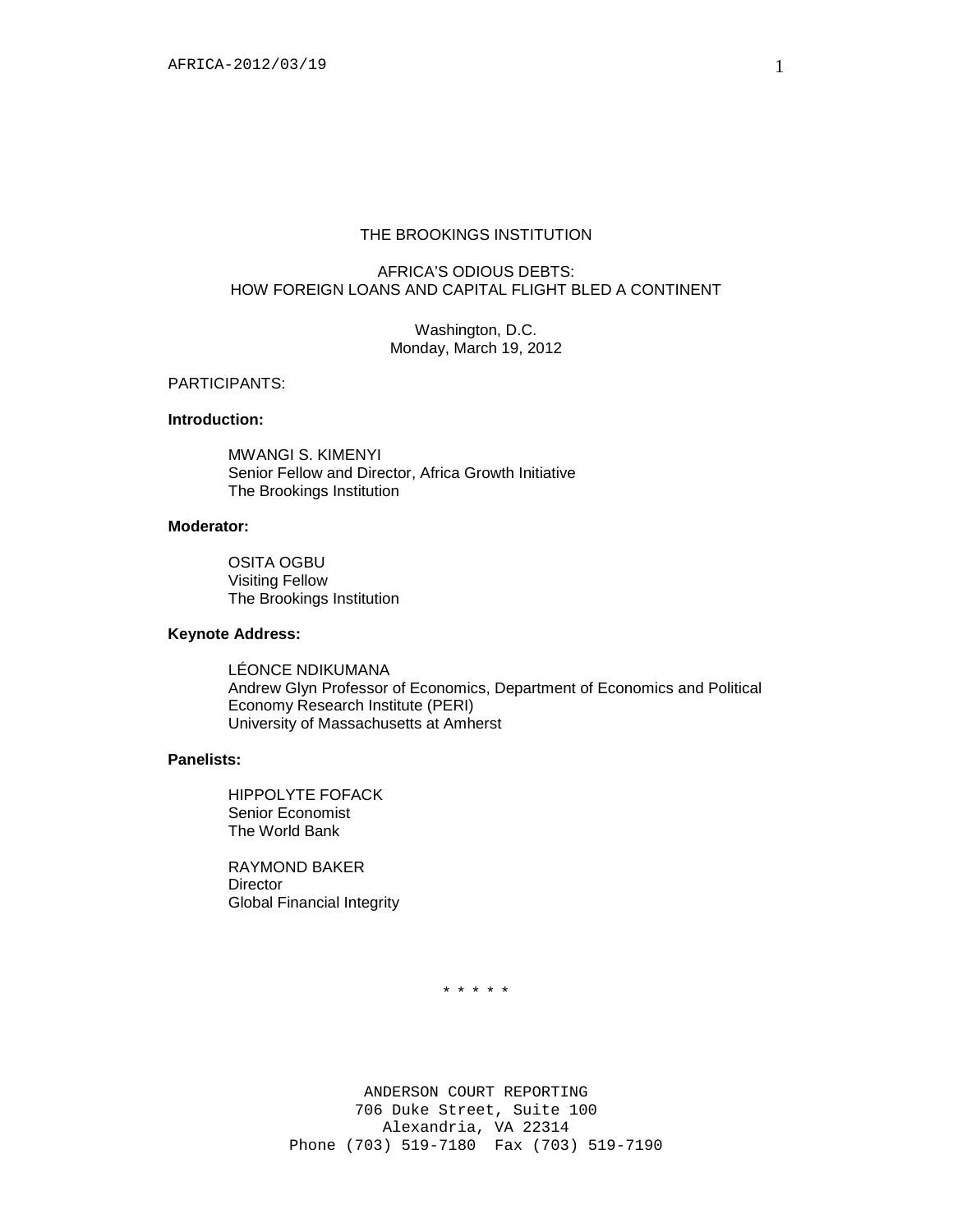THE BROOKINGS INSTITUTION

AFRICA'S ODIOUS DEBTS:
HOW FOREIGN LOANS AND CAPITAL FLIGHT BLED A CONTINENT

Washington, D.C.
Monday, March 19, 2012

PARTICIPANTS:

**Introduction:**

MWANGI S. KIMENYI
Senior Fellow and Director, Africa Growth Initiative
The Brookings Institution

**Moderator:**

OSITA OGBU
Visiting Fellow
The Brookings Institution

**Keynote Address:**

LÉONCE NDIKUMANA
Andrew Glyn Professor of Economics, Department of Economics and Political Economy Research Institute (PERI)
University of Massachusetts at Amherst

**Panelists:**

HIPPOLYTE FOFACK
Senior Economist
The World Bank

RAYMOND BAKER
Director
Global Financial Integrity

\* \* \* \* \*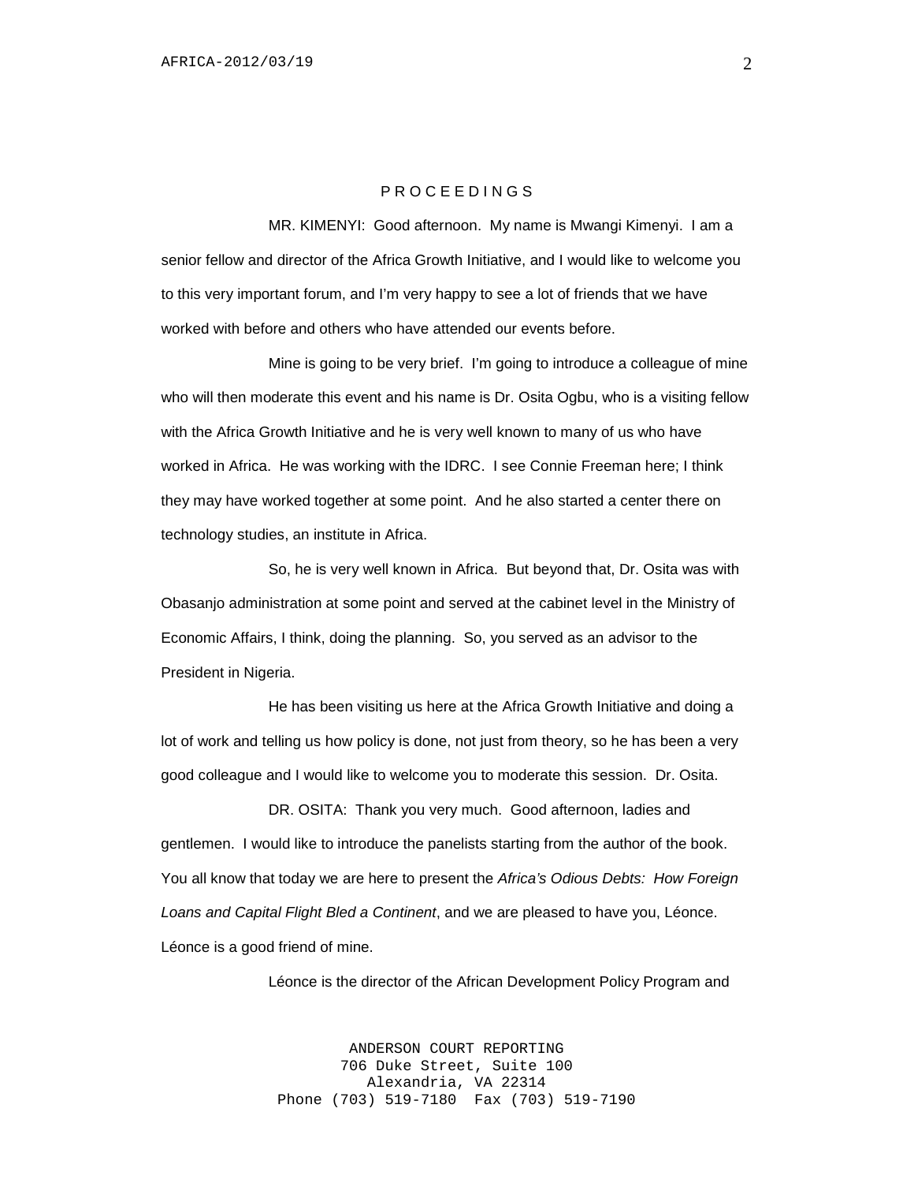P R O C E E D I N G S

MR. KIMENYI: Good afternoon. My name is Mwangi Kimenyi. I am a senior fellow and director of the Africa Growth Initiative, and I would like to welcome you to this very important forum, and I'm very happy to see a lot of friends that we have worked with before and others who have attended our events before.

Mine is going to be very brief. I'm going to introduce a colleague of mine who will then moderate this event and his name is Dr. Osita Ogbu, who is a visiting fellow with the Africa Growth Initiative and he is very well known to many of us who have worked in Africa. He was working with the IDRC. I see Connie Freeman here; I think they may have worked together at some point. And he also started a center there on technology studies, an institute in Africa.

So, he is very well known in Africa. But beyond that, Dr. Osita was with Obasanjo administration at some point and served at the cabinet level in the Ministry of Economic Affairs, I think, doing the planning. So, you served as an advisor to the President in Nigeria.

He has been visiting us here at the Africa Growth Initiative and doing a lot of work and telling us how policy is done, not just from theory, so he has been a very good colleague and I would like to welcome you to moderate this session. Dr. Osita.

DR. OSITA: Thank you very much. Good afternoon, ladies and gentlemen. I would like to introduce the panelists starting from the author of the book. You all know that today we are here to present the *Africa's Odious Debts: How Foreign Loans and Capital Flight Bled a Continent*, and we are pleased to have you, Léonce. Léonce is a good friend of mine.

Léonce is the director of the African Development Policy Program and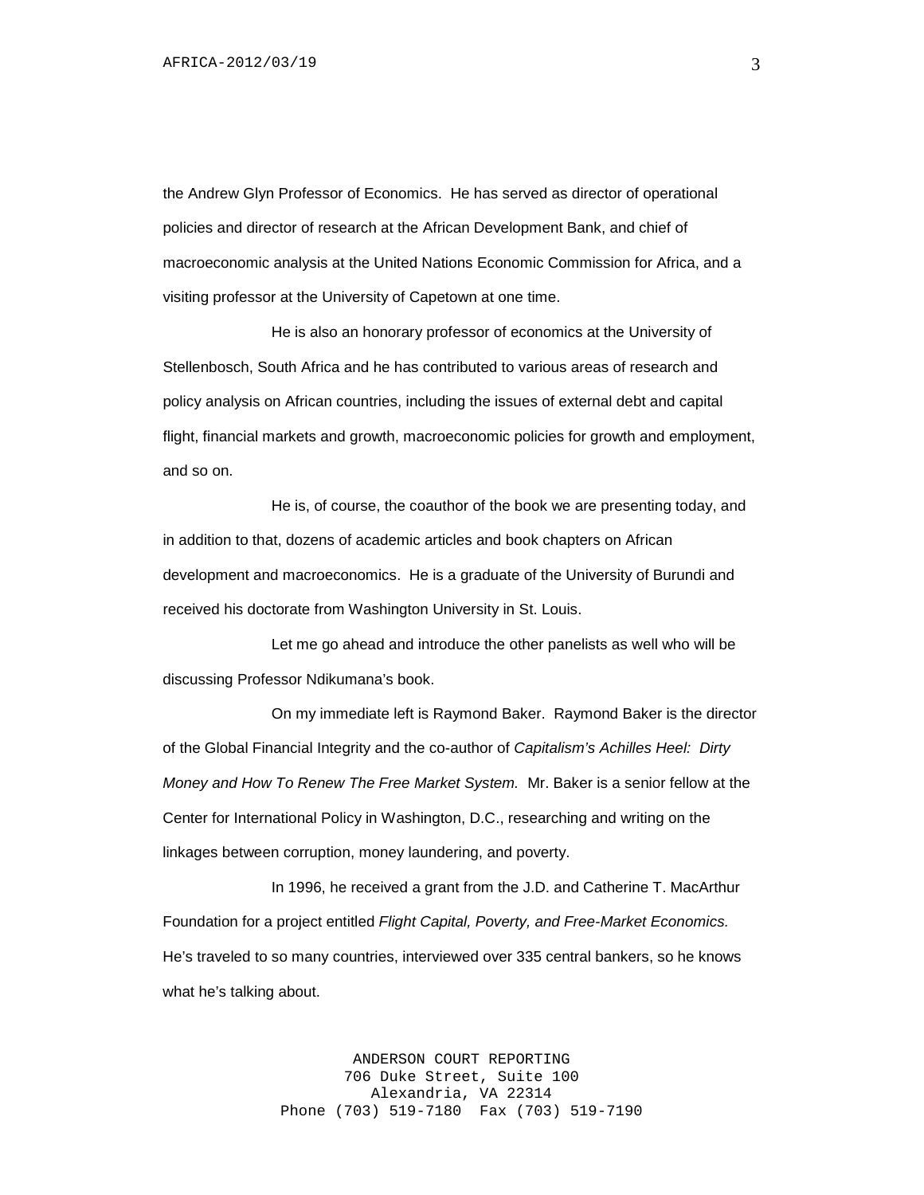the Andrew Glyn Professor of Economics. He has served as director of operational policies and director of research at the African Development Bank, and chief of macroeconomic analysis at the United Nations Economic Commission for Africa, and a visiting professor at the University of Capetown at one time.

He is also an honorary professor of economics at the University of Stellenbosch, South Africa and he has contributed to various areas of research and policy analysis on African countries, including the issues of external debt and capital flight, financial markets and growth, macroeconomic policies for growth and employment, and so on.

He is, of course, the coauthor of the book we are presenting today, and in addition to that, dozens of academic articles and book chapters on African development and macroeconomics. He is a graduate of the University of Burundi and received his doctorate from Washington University in St. Louis.

Let me go ahead and introduce the other panelists as well who will be discussing Professor Ndikumana's book.

On my immediate left is Raymond Baker. Raymond Baker is the director of the Global Financial Integrity and the co-author of *Capitalism's Achilles Heel: Dirty Money and How To Renew The Free Market System.* Mr. Baker is a senior fellow at the Center for International Policy in Washington, D.C., researching and writing on the linkages between corruption, money laundering, and poverty.

In 1996, he received a grant from the J.D. and Catherine T. MacArthur Foundation for a project entitled *Flight Capital, Poverty, and Free-Market Economics.* He's traveled to so many countries, interviewed over 335 central bankers, so he knows what he's talking about.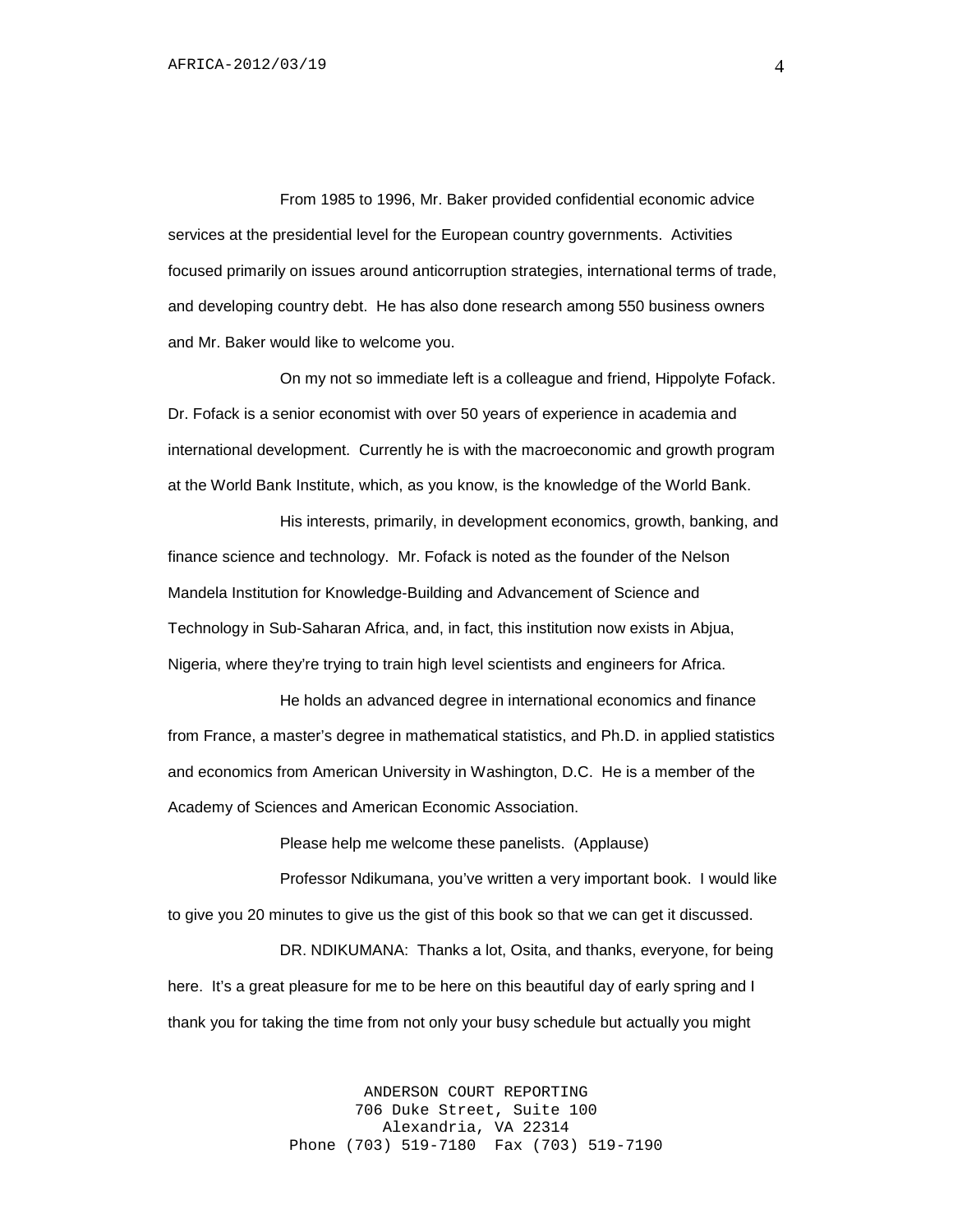From 1985 to 1996, Mr. Baker provided confidential economic advice services at the presidential level for the European country governments. Activities focused primarily on issues around anticorruption strategies, international terms of trade, and developing country debt. He has also done research among 550 business owners and Mr. Baker would like to welcome you.

On my not so immediate left is a colleague and friend, Hippolyte Fofack. Dr. Fofack is a senior economist with over 50 years of experience in academia and international development. Currently he is with the macroeconomic and growth program at the World Bank Institute, which, as you know, is the knowledge of the World Bank.

His interests, primarily, in development economics, growth, banking, and finance science and technology. Mr. Fofack is noted as the founder of the Nelson Mandela Institution for Knowledge-Building and Advancement of Science and Technology in Sub-Saharan Africa, and, in fact, this institution now exists in Abjua, Nigeria, where they're trying to train high level scientists and engineers for Africa.

He holds an advanced degree in international economics and finance from France, a master's degree in mathematical statistics, and Ph.D. in applied statistics and economics from American University in Washington, D.C. He is a member of the Academy of Sciences and American Economic Association.

Please help me welcome these panelists. (Applause)

Professor Ndikumana, you've written a very important book. I would like to give you 20 minutes to give us the gist of this book so that we can get it discussed.

DR. NDIKUMANA: Thanks a lot, Osita, and thanks, everyone, for being here. It's a great pleasure for me to be here on this beautiful day of early spring and I thank you for taking the time from not only your busy schedule but actually you might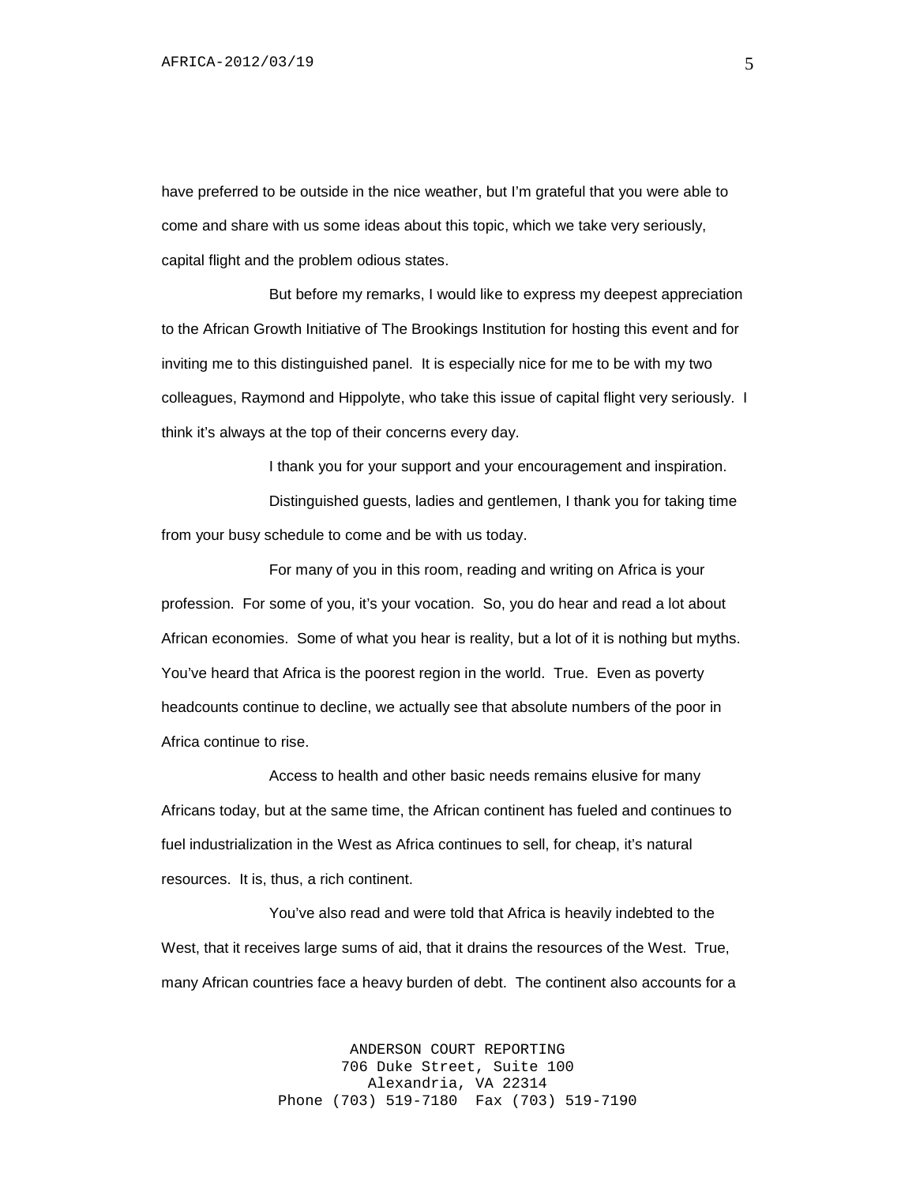have preferred to be outside in the nice weather, but I'm grateful that you were able to come and share with us some ideas about this topic, which we take very seriously, capital flight and the problem odious states.

But before my remarks, I would like to express my deepest appreciation to the African Growth Initiative of The Brookings Institution for hosting this event and for inviting me to this distinguished panel. It is especially nice for me to be with my two colleagues, Raymond and Hippolyte, who take this issue of capital flight very seriously. I think it's always at the top of their concerns every day.

I thank you for your support and your encouragement and inspiration.

Distinguished guests, ladies and gentlemen, I thank you for taking time from your busy schedule to come and be with us today.

For many of you in this room, reading and writing on Africa is your profession. For some of you, it's your vocation. So, you do hear and read a lot about African economies. Some of what you hear is reality, but a lot of it is nothing but myths. You've heard that Africa is the poorest region in the world. True. Even as poverty headcounts continue to decline, we actually see that absolute numbers of the poor in Africa continue to rise.

Access to health and other basic needs remains elusive for many Africans today, but at the same time, the African continent has fueled and continues to fuel industrialization in the West as Africa continues to sell, for cheap, it's natural resources. It is, thus, a rich continent.

You've also read and were told that Africa is heavily indebted to the West, that it receives large sums of aid, that it drains the resources of the West. True, many African countries face a heavy burden of debt. The continent also accounts for a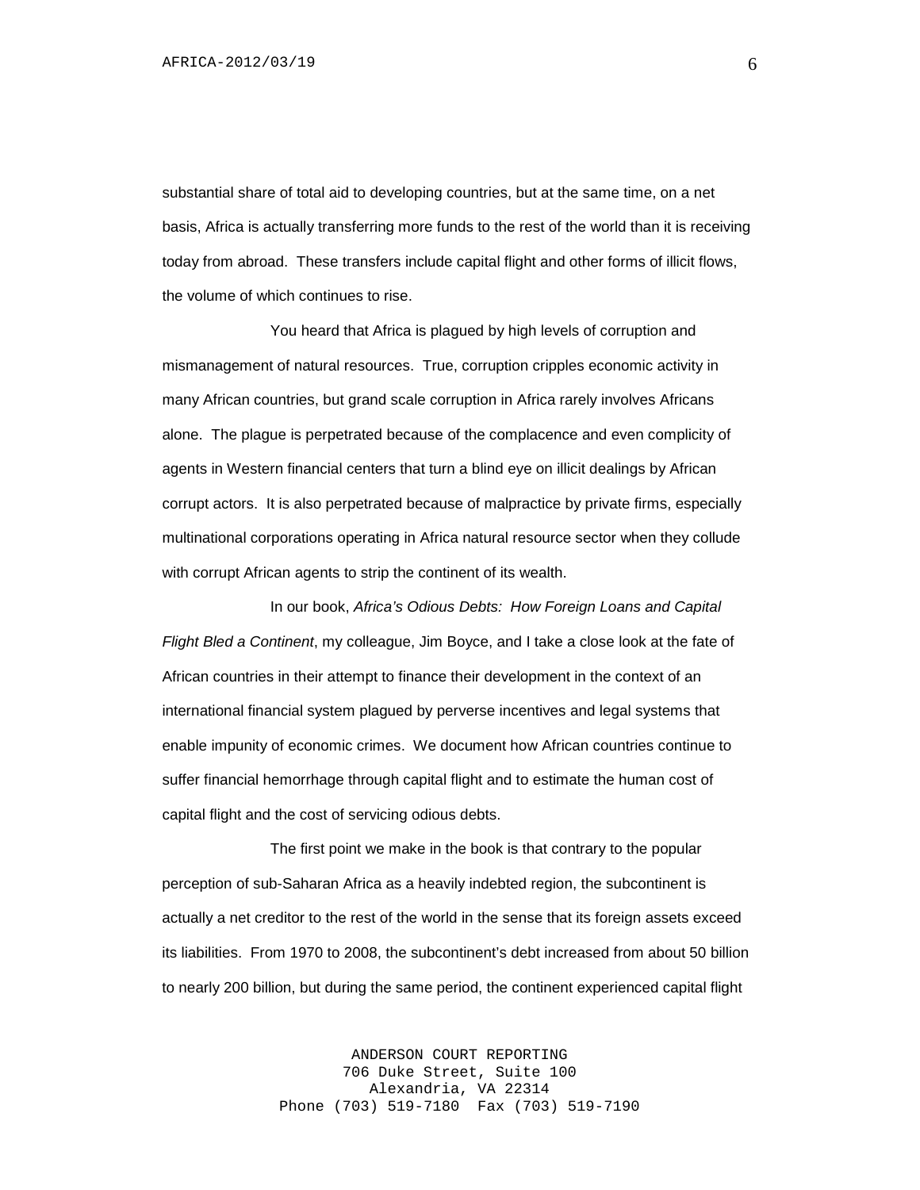substantial share of total aid to developing countries, but at the same time, on a net basis, Africa is actually transferring more funds to the rest of the world than it is receiving today from abroad. These transfers include capital flight and other forms of illicit flows, the volume of which continues to rise.

You heard that Africa is plagued by high levels of corruption and mismanagement of natural resources. True, corruption cripples economic activity in many African countries, but grand scale corruption in Africa rarely involves Africans alone. The plague is perpetrated because of the complacence and even complicity of agents in Western financial centers that turn a blind eye on illicit dealings by African corrupt actors. It is also perpetrated because of malpractice by private firms, especially multinational corporations operating in Africa natural resource sector when they collude with corrupt African agents to strip the continent of its wealth.

In our book, *Africa's Odious Debts: How Foreign Loans and Capital Flight Bled a Continent*, my colleague, Jim Boyce, and I take a close look at the fate of African countries in their attempt to finance their development in the context of an international financial system plagued by perverse incentives and legal systems that enable impunity of economic crimes. We document how African countries continue to suffer financial hemorrhage through capital flight and to estimate the human cost of capital flight and the cost of servicing odious debts.

The first point we make in the book is that contrary to the popular perception of sub-Saharan Africa as a heavily indebted region, the subcontinent is actually a net creditor to the rest of the world in the sense that its foreign assets exceed its liabilities. From 1970 to 2008, the subcontinent's debt increased from about 50 billion to nearly 200 billion, but during the same period, the continent experienced capital flight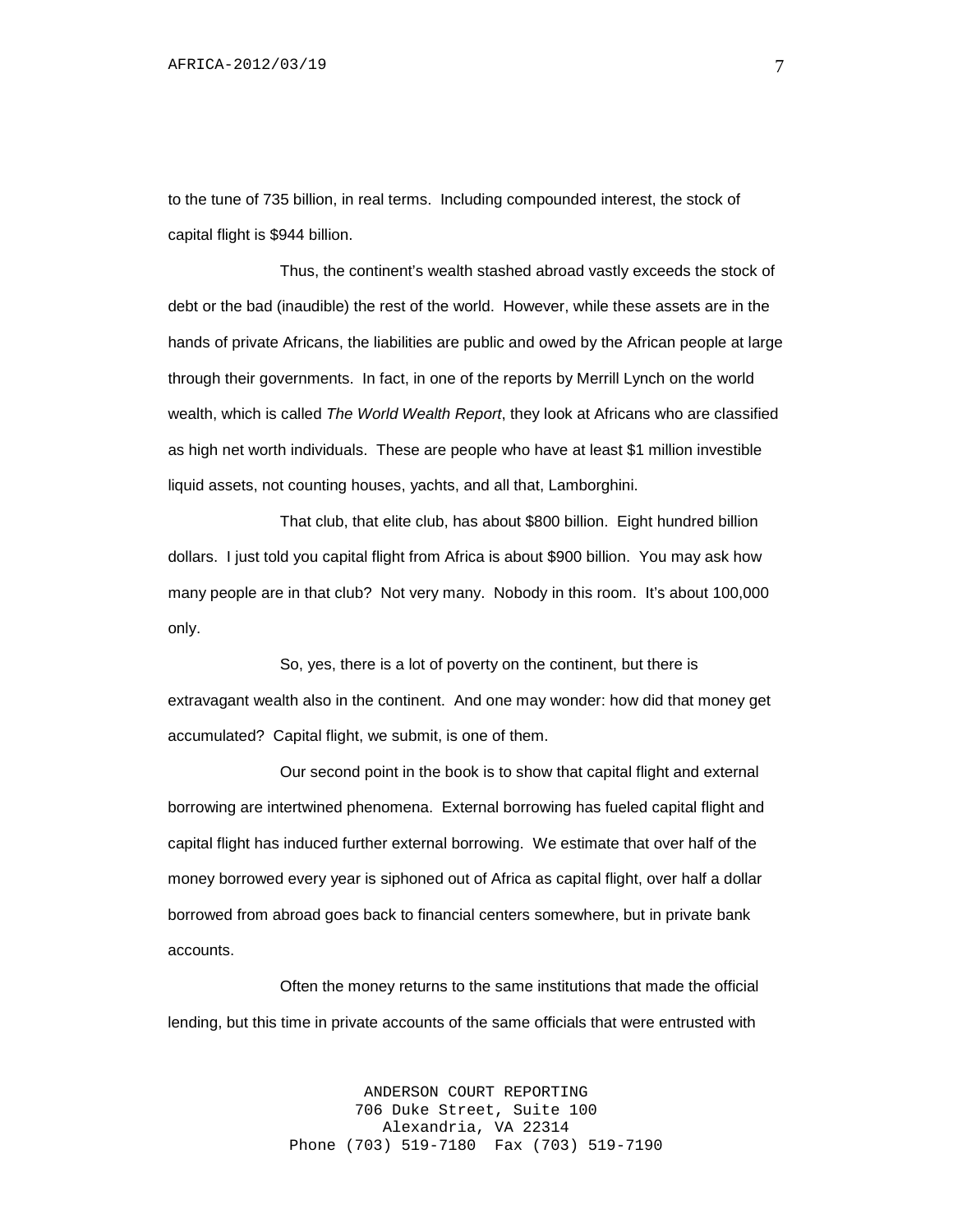to the tune of 735 billion, in real terms. Including compounded interest, the stock of capital flight is $944 billion.

Thus, the continent's wealth stashed abroad vastly exceeds the stock of debt or the bad (inaudible) the rest of the world. However, while these assets are in the hands of private Africans, the liabilities are public and owed by the African people at large through their governments. In fact, in one of the reports by Merrill Lynch on the world wealth, which is called *The World Wealth Report*, they look at Africans who are classified as high net worth individuals. These are people who have at least $1 million investible liquid assets, not counting houses, yachts, and all that, Lamborghini.

That club, that elite club, has about $800 billion. Eight hundred billion dollars. I just told you capital flight from Africa is about $900 billion. You may ask how many people are in that club? Not very many. Nobody in this room. It's about 100,000 only.

So, yes, there is a lot of poverty on the continent, but there is extravagant wealth also in the continent. And one may wonder: how did that money get accumulated? Capital flight, we submit, is one of them.

Our second point in the book is to show that capital flight and external borrowing are intertwined phenomena. External borrowing has fueled capital flight and capital flight has induced further external borrowing. We estimate that over half of the money borrowed every year is siphoned out of Africa as capital flight, over half a dollar borrowed from abroad goes back to financial centers somewhere, but in private bank accounts.

Often the money returns to the same institutions that made the official lending, but this time in private accounts of the same officials that were entrusted with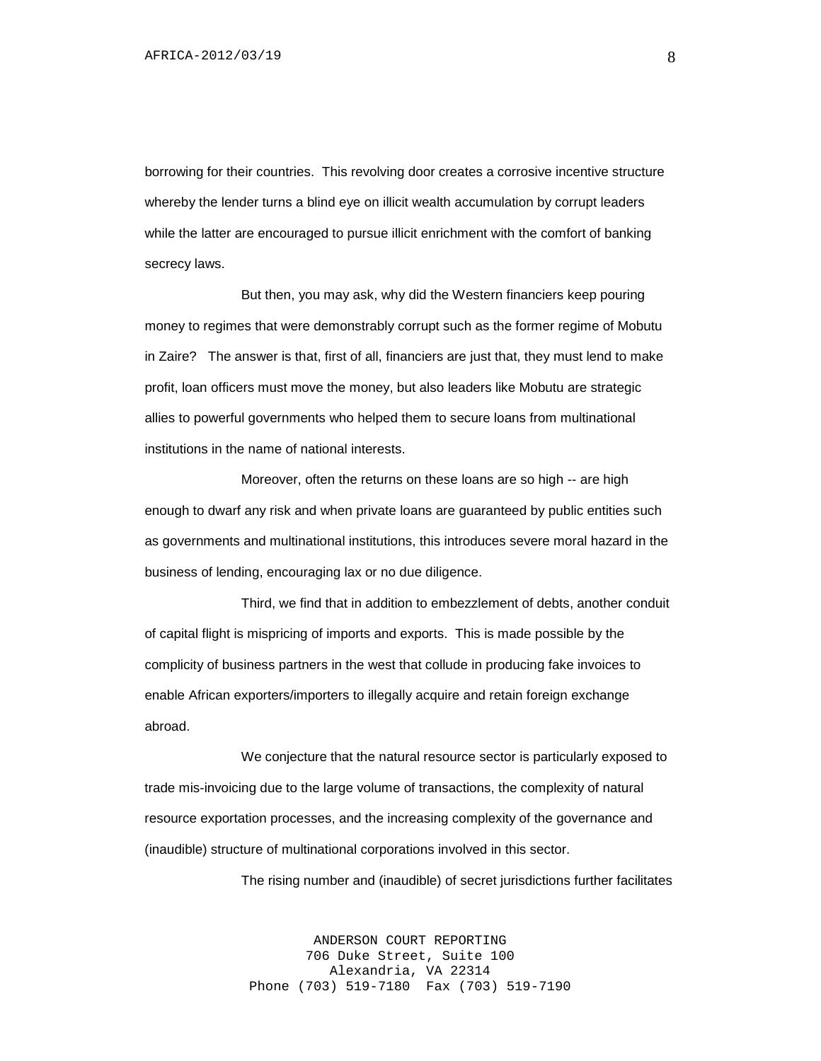borrowing for their countries. This revolving door creates a corrosive incentive structure whereby the lender turns a blind eye on illicit wealth accumulation by corrupt leaders while the latter are encouraged to pursue illicit enrichment with the comfort of banking secrecy laws.

But then, you may ask, why did the Western financiers keep pouring money to regimes that were demonstrably corrupt such as the former regime of Mobutu in Zaire? The answer is that, first of all, financiers are just that, they must lend to make profit, loan officers must move the money, but also leaders like Mobutu are strategic allies to powerful governments who helped them to secure loans from multinational institutions in the name of national interests.

Moreover, often the returns on these loans are so high -- are high enough to dwarf any risk and when private loans are guaranteed by public entities such as governments and multinational institutions, this introduces severe moral hazard in the business of lending, encouraging lax or no due diligence.

Third, we find that in addition to embezzlement of debts, another conduit of capital flight is mispricing of imports and exports. This is made possible by the complicity of business partners in the west that collude in producing fake invoices to enable African exporters/importers to illegally acquire and retain foreign exchange abroad.

We conjecture that the natural resource sector is particularly exposed to trade mis-invoicing due to the large volume of transactions, the complexity of natural resource exportation processes, and the increasing complexity of the governance and (inaudible) structure of multinational corporations involved in this sector.

The rising number and (inaudible) of secret jurisdictions further facilitates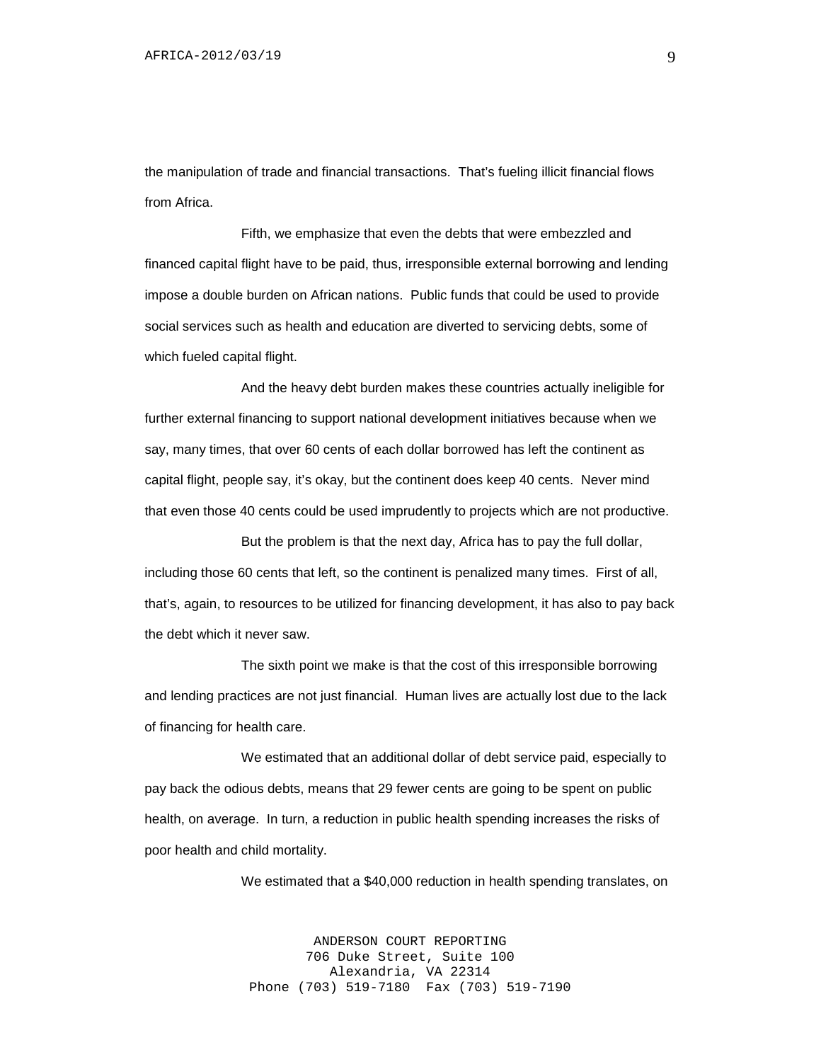the manipulation of trade and financial transactions. That's fueling illicit financial flows from Africa.

Fifth, we emphasize that even the debts that were embezzled and financed capital flight have to be paid, thus, irresponsible external borrowing and lending impose a double burden on African nations. Public funds that could be used to provide social services such as health and education are diverted to servicing debts, some of which fueled capital flight.

And the heavy debt burden makes these countries actually ineligible for further external financing to support national development initiatives because when we say, many times, that over 60 cents of each dollar borrowed has left the continent as capital flight, people say, it's okay, but the continent does keep 40 cents. Never mind that even those 40 cents could be used imprudently to projects which are not productive.

But the problem is that the next day, Africa has to pay the full dollar, including those 60 cents that left, so the continent is penalized many times. First of all, that's, again, to resources to be utilized for financing development, it has also to pay back the debt which it never saw.

The sixth point we make is that the cost of this irresponsible borrowing and lending practices are not just financial. Human lives are actually lost due to the lack of financing for health care.

We estimated that an additional dollar of debt service paid, especially to pay back the odious debts, means that 29 fewer cents are going to be spent on public health, on average. In turn, a reduction in public health spending increases the risks of poor health and child mortality.

We estimated that a $40,000 reduction in health spending translates, on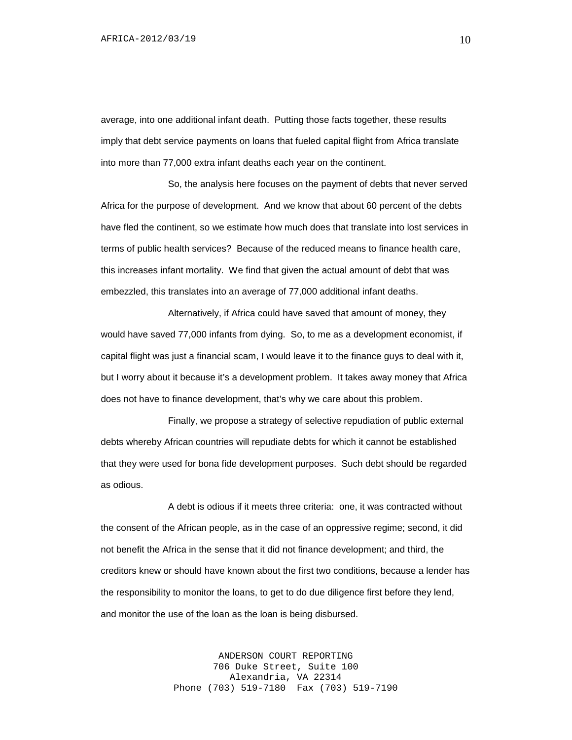average, into one additional infant death. Putting those facts together, these results imply that debt service payments on loans that fueled capital flight from Africa translate into more than 77,000 extra infant deaths each year on the continent.

So, the analysis here focuses on the payment of debts that never served Africa for the purpose of development. And we know that about 60 percent of the debts have fled the continent, so we estimate how much does that translate into lost services in terms of public health services? Because of the reduced means to finance health care, this increases infant mortality. We find that given the actual amount of debt that was embezzled, this translates into an average of 77,000 additional infant deaths.

Alternatively, if Africa could have saved that amount of money, they would have saved 77,000 infants from dying. So, to me as a development economist, if capital flight was just a financial scam, I would leave it to the finance guys to deal with it, but I worry about it because it's a development problem. It takes away money that Africa does not have to finance development, that's why we care about this problem.

Finally, we propose a strategy of selective repudiation of public external debts whereby African countries will repudiate debts for which it cannot be established that they were used for bona fide development purposes. Such debt should be regarded as odious.

A debt is odious if it meets three criteria: one, it was contracted without the consent of the African people, as in the case of an oppressive regime; second, it did not benefit the Africa in the sense that it did not finance development; and third, the creditors knew or should have known about the first two conditions, because a lender has the responsibility to monitor the loans, to get to do due diligence first before they lend, and monitor the use of the loan as the loan is being disbursed.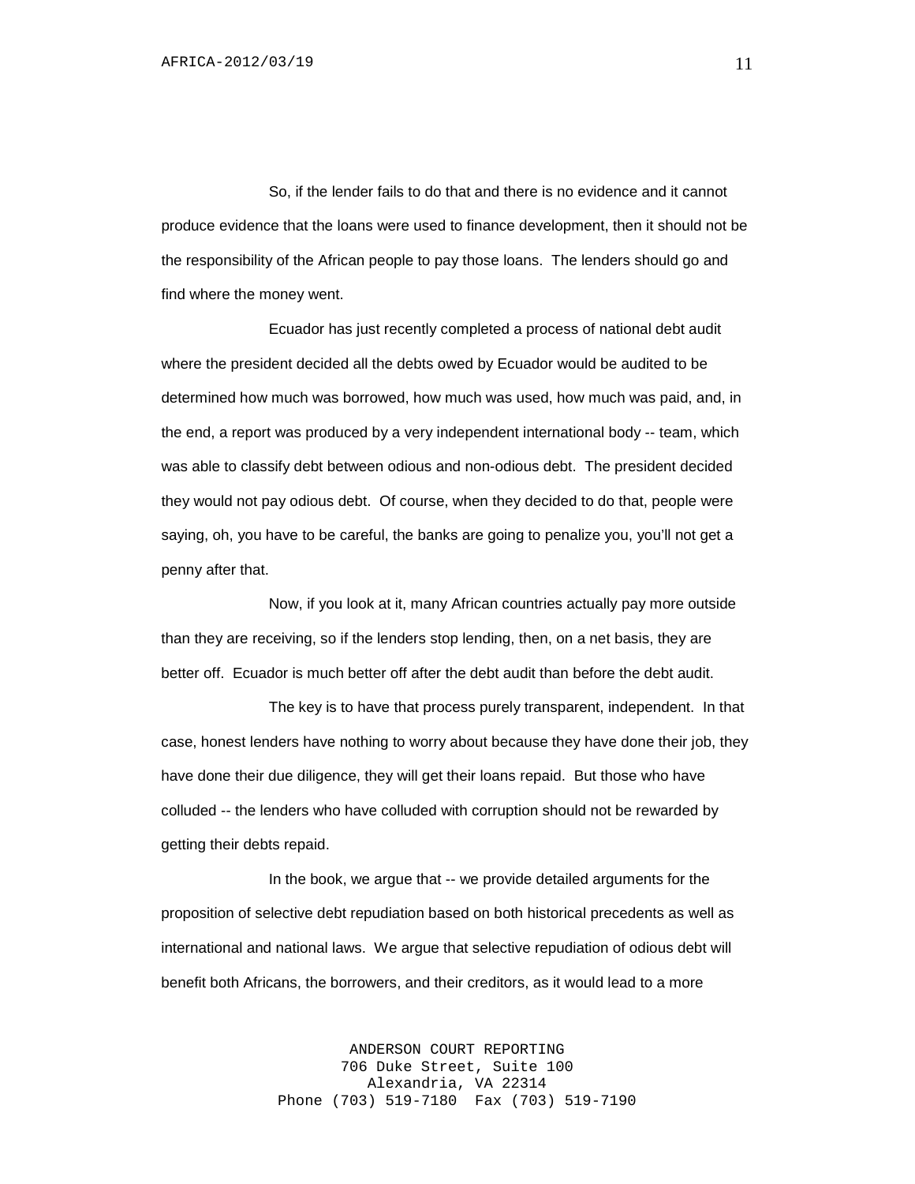So, if the lender fails to do that and there is no evidence and it cannot produce evidence that the loans were used to finance development, then it should not be the responsibility of the African people to pay those loans. The lenders should go and find where the money went.

Ecuador has just recently completed a process of national debt audit where the president decided all the debts owed by Ecuador would be audited to be determined how much was borrowed, how much was used, how much was paid, and, in the end, a report was produced by a very independent international body -- team, which was able to classify debt between odious and non-odious debt. The president decided they would not pay odious debt. Of course, when they decided to do that, people were saying, oh, you have to be careful, the banks are going to penalize you, you'll not get a penny after that.

Now, if you look at it, many African countries actually pay more outside than they are receiving, so if the lenders stop lending, then, on a net basis, they are better off. Ecuador is much better off after the debt audit than before the debt audit.

The key is to have that process purely transparent, independent. In that case, honest lenders have nothing to worry about because they have done their job, they have done their due diligence, they will get their loans repaid. But those who have colluded -- the lenders who have colluded with corruption should not be rewarded by getting their debts repaid.

In the book, we argue that -- we provide detailed arguments for the proposition of selective debt repudiation based on both historical precedents as well as international and national laws. We argue that selective repudiation of odious debt will benefit both Africans, the borrowers, and their creditors, as it would lead to a more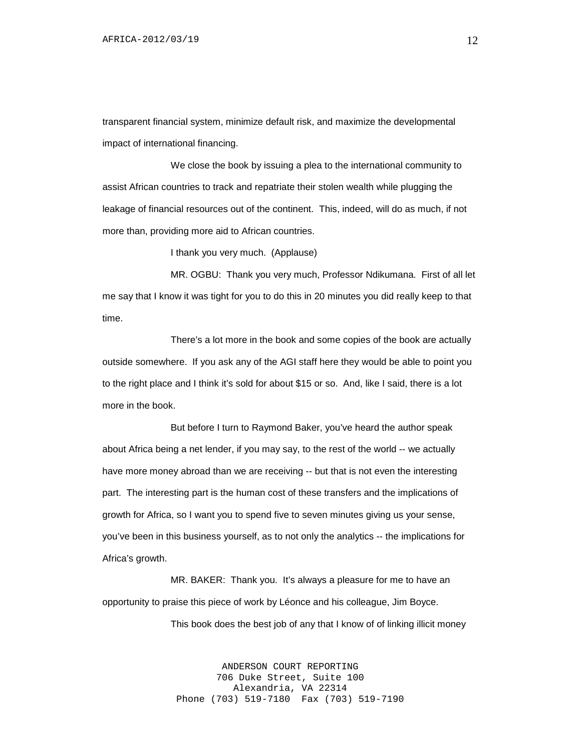transparent financial system, minimize default risk, and maximize the developmental impact of international financing.

We close the book by issuing a plea to the international community to assist African countries to track and repatriate their stolen wealth while plugging the leakage of financial resources out of the continent. This, indeed, will do as much, if not more than, providing more aid to African countries.

I thank you very much. (Applause)

MR. OGBU: Thank you very much, Professor Ndikumana. First of all let me say that I know it was tight for you to do this in 20 minutes you did really keep to that time.

There's a lot more in the book and some copies of the book are actually outside somewhere. If you ask any of the AGI staff here they would be able to point you to the right place and I think it's sold for about $15 or so. And, like I said, there is a lot more in the book.

But before I turn to Raymond Baker, you've heard the author speak about Africa being a net lender, if you may say, to the rest of the world -- we actually have more money abroad than we are receiving -- but that is not even the interesting part. The interesting part is the human cost of these transfers and the implications of growth for Africa, so I want you to spend five to seven minutes giving us your sense, you've been in this business yourself, as to not only the analytics -- the implications for Africa's growth.

MR. BAKER: Thank you. It's always a pleasure for me to have an opportunity to praise this piece of work by Léonce and his colleague, Jim Boyce.

This book does the best job of any that I know of of linking illicit money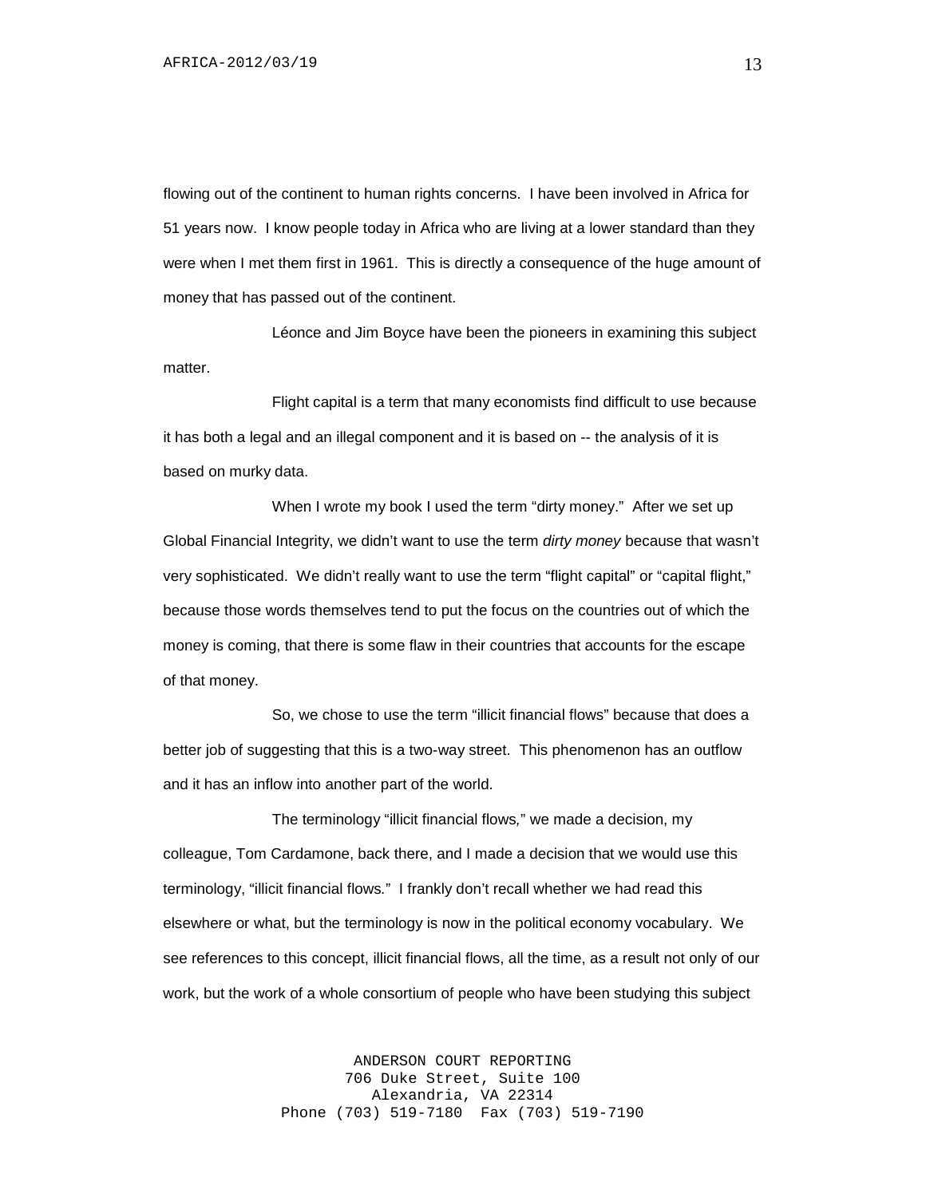flowing out of the continent to human rights concerns. I have been involved in Africa for 51 years now. I know people today in Africa who are living at a lower standard than they were when I met them first in 1961. This is directly a consequence of the huge amount of money that has passed out of the continent.

Léonce and Jim Boyce have been the pioneers in examining this subject matter.

Flight capital is a term that many economists find difficult to use because it has both a legal and an illegal component and it is based on -- the analysis of it is based on murky data.

When I wrote my book I used the term "dirty money." After we set up Global Financial Integrity, we didn't want to use the term *dirty money* because that wasn't very sophisticated. We didn't really want to use the term "flight capital" or "capital flight," because those words themselves tend to put the focus on the countries out of which the money is coming, that there is some flaw in their countries that accounts for the escape of that money.

So, we chose to use the term "illicit financial flows" because that does a better job of suggesting that this is a two-way street. This phenomenon has an outflow and it has an inflow into another part of the world.

The terminology "illicit financial flows," we made a decision, my colleague, Tom Cardamone, back there, and I made a decision that we would use this terminology, "illicit financial flows." I frankly don't recall whether we had read this elsewhere or what, but the terminology is now in the political economy vocabulary. We see references to this concept, illicit financial flows, all the time, as a result not only of our work, but the work of a whole consortium of people who have been studying this subject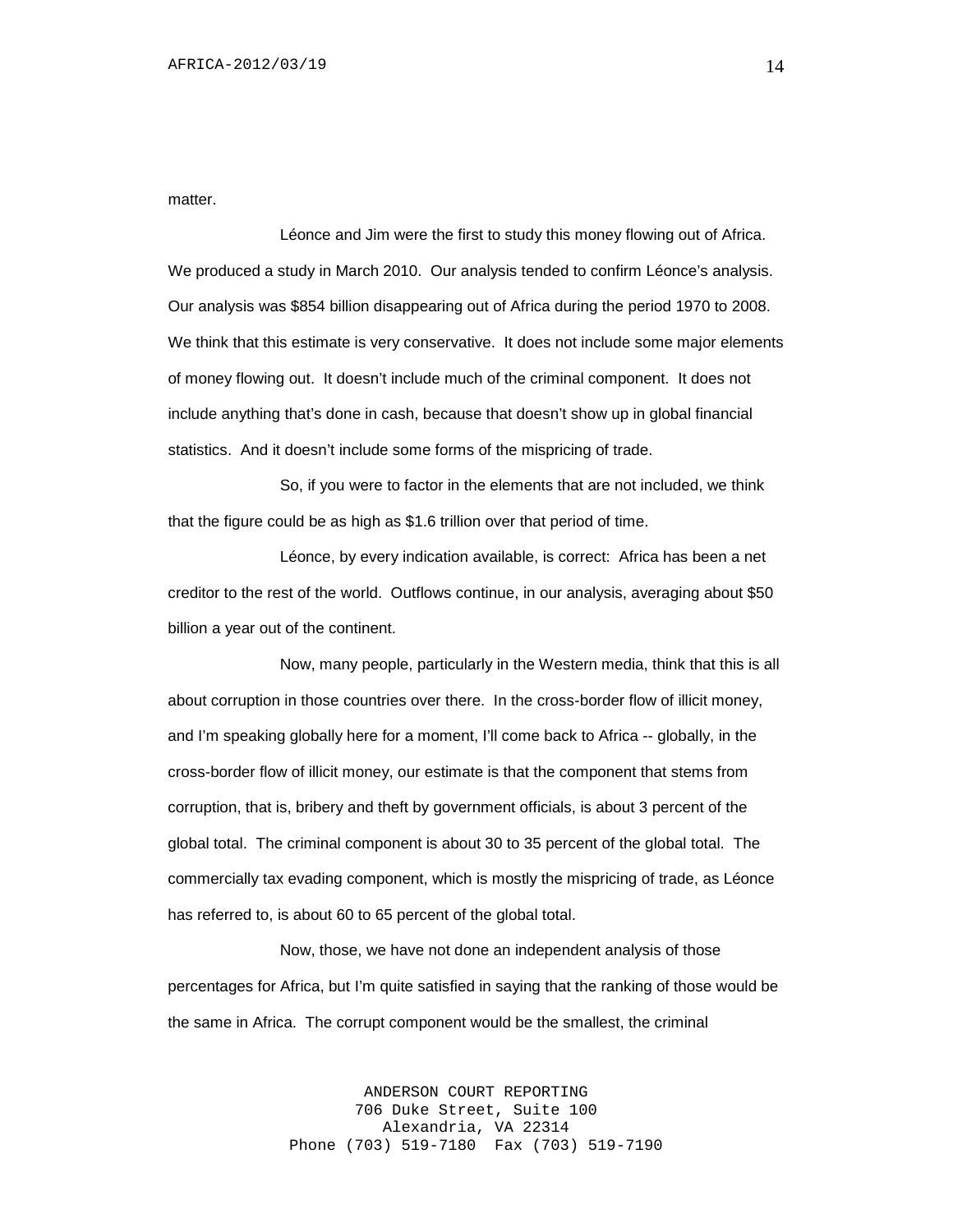matter.

Léonce and Jim were the first to study this money flowing out of Africa. We produced a study in March 2010. Our analysis tended to confirm Léonce's analysis. Our analysis was $854 billion disappearing out of Africa during the period 1970 to 2008. We think that this estimate is very conservative. It does not include some major elements of money flowing out. It doesn't include much of the criminal component. It does not include anything that's done in cash, because that doesn't show up in global financial statistics. And it doesn't include some forms of the mispricing of trade.

So, if you were to factor in the elements that are not included, we think that the figure could be as high as $1.6 trillion over that period of time.

Léonce, by every indication available, is correct: Africa has been a net creditor to the rest of the world. Outflows continue, in our analysis, averaging about $50 billion a year out of the continent.

Now, many people, particularly in the Western media, think that this is all about corruption in those countries over there. In the cross-border flow of illicit money, and I'm speaking globally here for a moment, I'll come back to Africa -- globally, in the cross-border flow of illicit money, our estimate is that the component that stems from corruption, that is, bribery and theft by government officials, is about 3 percent of the global total. The criminal component is about 30 to 35 percent of the global total. The commercially tax evading component, which is mostly the mispricing of trade, as Léonce has referred to, is about 60 to 65 percent of the global total.

Now, those, we have not done an independent analysis of those percentages for Africa, but I'm quite satisfied in saying that the ranking of those would be the same in Africa. The corrupt component would be the smallest, the criminal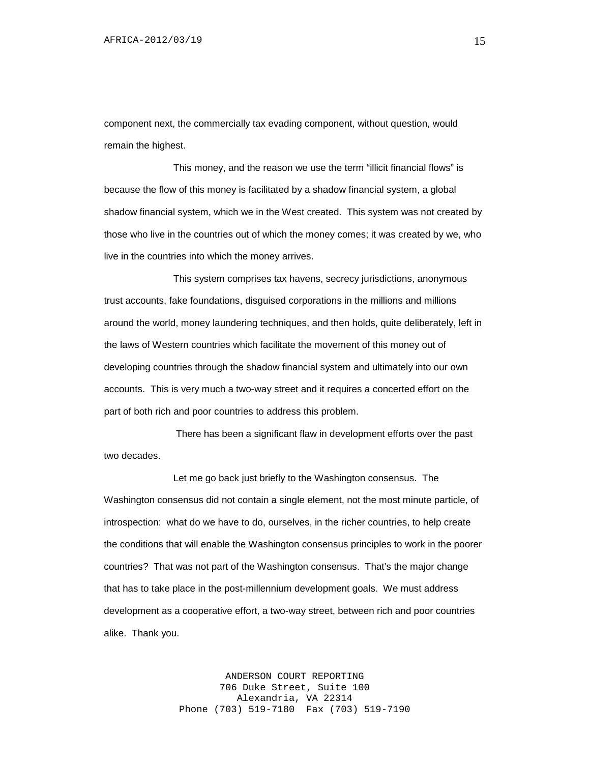component next, the commercially tax evading component, without question, would remain the highest.

This money, and the reason we use the term "illicit financial flows" is because the flow of this money is facilitated by a shadow financial system, a global shadow financial system, which we in the West created. This system was not created by those who live in the countries out of which the money comes; it was created by we, who live in the countries into which the money arrives.

This system comprises tax havens, secrecy jurisdictions, anonymous trust accounts, fake foundations, disguised corporations in the millions and millions around the world, money laundering techniques, and then holds, quite deliberately, left in the laws of Western countries which facilitate the movement of this money out of developing countries through the shadow financial system and ultimately into our own accounts. This is very much a two-way street and it requires a concerted effort on the part of both rich and poor countries to address this problem.

There has been a significant flaw in development efforts over the past two decades.

Let me go back just briefly to the Washington consensus. The Washington consensus did not contain a single element, not the most minute particle, of introspection: what do we have to do, ourselves, in the richer countries, to help create the conditions that will enable the Washington consensus principles to work in the poorer countries? That was not part of the Washington consensus. That's the major change that has to take place in the post-millennium development goals. We must address development as a cooperative effort, a two-way street, between rich and poor countries alike. Thank you.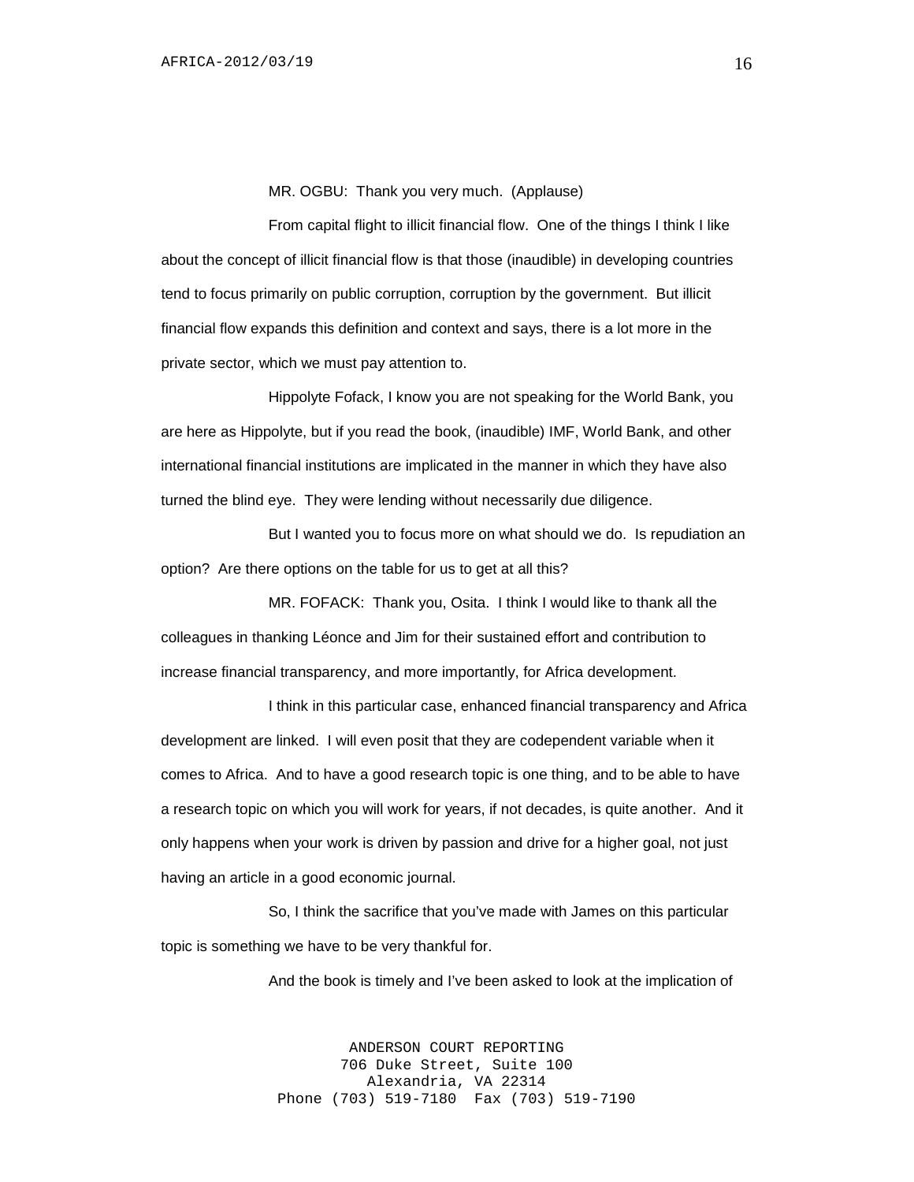MR. OGBU: Thank you very much. (Applause)

From capital flight to illicit financial flow. One of the things I think I like about the concept of illicit financial flow is that those (inaudible) in developing countries tend to focus primarily on public corruption, corruption by the government. But illicit financial flow expands this definition and context and says, there is a lot more in the private sector, which we must pay attention to.

Hippolyte Fofack, I know you are not speaking for the World Bank, you are here as Hippolyte, but if you read the book, (inaudible) IMF, World Bank, and other international financial institutions are implicated in the manner in which they have also turned the blind eye. They were lending without necessarily due diligence.

But I wanted you to focus more on what should we do. Is repudiation an option? Are there options on the table for us to get at all this?

MR. FOFACK: Thank you, Osita. I think I would like to thank all the colleagues in thanking Léonce and Jim for their sustained effort and contribution to increase financial transparency, and more importantly, for Africa development.

I think in this particular case, enhanced financial transparency and Africa development are linked. I will even posit that they are codependent variable when it comes to Africa. And to have a good research topic is one thing, and to be able to have a research topic on which you will work for years, if not decades, is quite another. And it only happens when your work is driven by passion and drive for a higher goal, not just having an article in a good economic journal.

So, I think the sacrifice that you've made with James on this particular topic is something we have to be very thankful for.

And the book is timely and I've been asked to look at the implication of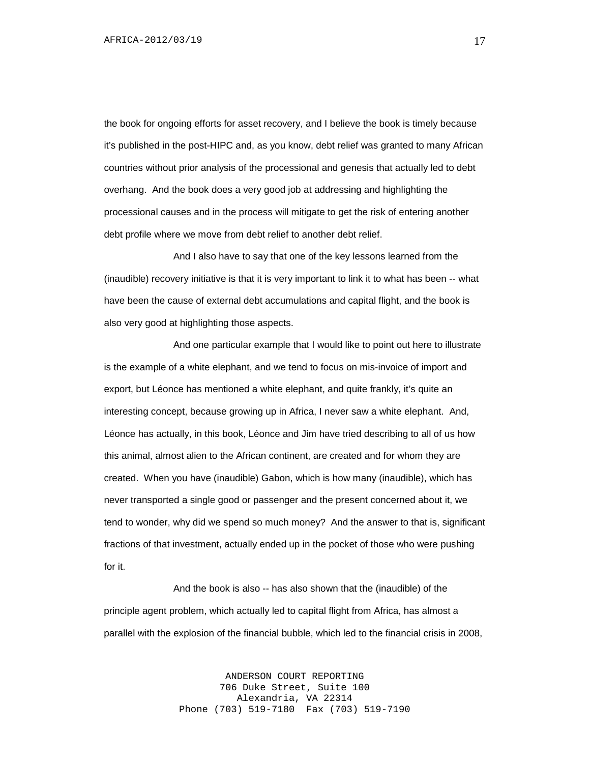the book for ongoing efforts for asset recovery, and I believe the book is timely because it's published in the post-HIPC and, as you know, debt relief was granted to many African countries without prior analysis of the processional and genesis that actually led to debt overhang. And the book does a very good job at addressing and highlighting the processional causes and in the process will mitigate to get the risk of entering another debt profile where we move from debt relief to another debt relief.

And I also have to say that one of the key lessons learned from the (inaudible) recovery initiative is that it is very important to link it to what has been -- what have been the cause of external debt accumulations and capital flight, and the book is also very good at highlighting those aspects.

And one particular example that I would like to point out here to illustrate is the example of a white elephant, and we tend to focus on mis-invoice of import and export, but Léonce has mentioned a white elephant, and quite frankly, it's quite an interesting concept, because growing up in Africa, I never saw a white elephant. And, Léonce has actually, in this book, Léonce and Jim have tried describing to all of us how this animal, almost alien to the African continent, are created and for whom they are created. When you have (inaudible) Gabon, which is how many (inaudible), which has never transported a single good or passenger and the present concerned about it, we tend to wonder, why did we spend so much money? And the answer to that is, significant fractions of that investment, actually ended up in the pocket of those who were pushing for it.

And the book is also -- has also shown that the (inaudible) of the principle agent problem, which actually led to capital flight from Africa, has almost a parallel with the explosion of the financial bubble, which led to the financial crisis in 2008,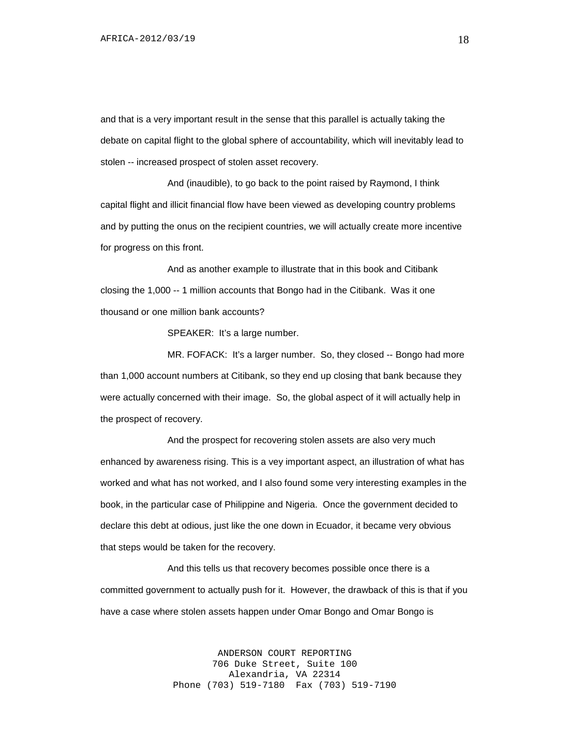and that is a very important result in the sense that this parallel is actually taking the debate on capital flight to the global sphere of accountability, which will inevitably lead to stolen -- increased prospect of stolen asset recovery.

And (inaudible), to go back to the point raised by Raymond, I think capital flight and illicit financial flow have been viewed as developing country problems and by putting the onus on the recipient countries, we will actually create more incentive for progress on this front.

And as another example to illustrate that in this book and Citibank closing the 1,000 -- 1 million accounts that Bongo had in the Citibank. Was it one thousand or one million bank accounts?

SPEAKER: It's a large number.

MR. FOFACK: It's a larger number. So, they closed -- Bongo had more than 1,000 account numbers at Citibank, so they end up closing that bank because they were actually concerned with their image. So, the global aspect of it will actually help in the prospect of recovery.

And the prospect for recovering stolen assets are also very much enhanced by awareness rising. This is a vey important aspect, an illustration of what has worked and what has not worked, and I also found some very interesting examples in the book, in the particular case of Philippine and Nigeria. Once the government decided to declare this debt at odious, just like the one down in Ecuador, it became very obvious that steps would be taken for the recovery.

And this tells us that recovery becomes possible once there is a committed government to actually push for it. However, the drawback of this is that if you have a case where stolen assets happen under Omar Bongo and Omar Bongo is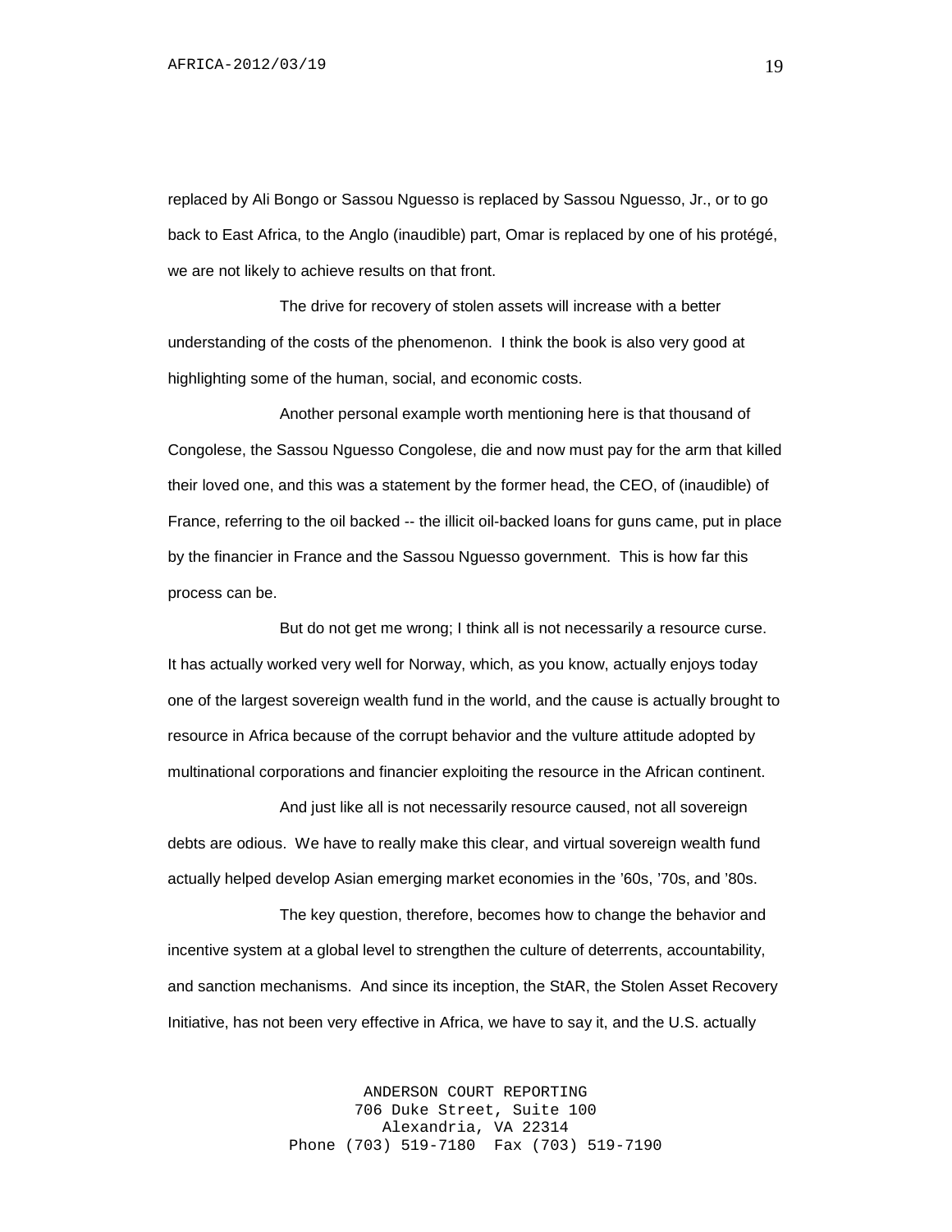replaced by Ali Bongo or Sassou Nguesso is replaced by Sassou Nguesso, Jr., or to go back to East Africa, to the Anglo (inaudible) part, Omar is replaced by one of his protégé, we are not likely to achieve results on that front.

The drive for recovery of stolen assets will increase with a better understanding of the costs of the phenomenon. I think the book is also very good at highlighting some of the human, social, and economic costs.

Another personal example worth mentioning here is that thousand of Congolese, the Sassou Nguesso Congolese, die and now must pay for the arm that killed their loved one, and this was a statement by the former head, the CEO, of (inaudible) of France, referring to the oil backed -- the illicit oil-backed loans for guns came, put in place by the financier in France and the Sassou Nguesso government. This is how far this process can be.

But do not get me wrong; I think all is not necessarily a resource curse. It has actually worked very well for Norway, which, as you know, actually enjoys today one of the largest sovereign wealth fund in the world, and the cause is actually brought to resource in Africa because of the corrupt behavior and the vulture attitude adopted by multinational corporations and financier exploiting the resource in the African continent.

And just like all is not necessarily resource caused, not all sovereign debts are odious. We have to really make this clear, and virtual sovereign wealth fund actually helped develop Asian emerging market economies in the '60s, '70s, and '80s.

The key question, therefore, becomes how to change the behavior and incentive system at a global level to strengthen the culture of deterrents, accountability, and sanction mechanisms. And since its inception, the StAR, the Stolen Asset Recovery Initiative, has not been very effective in Africa, we have to say it, and the U.S. actually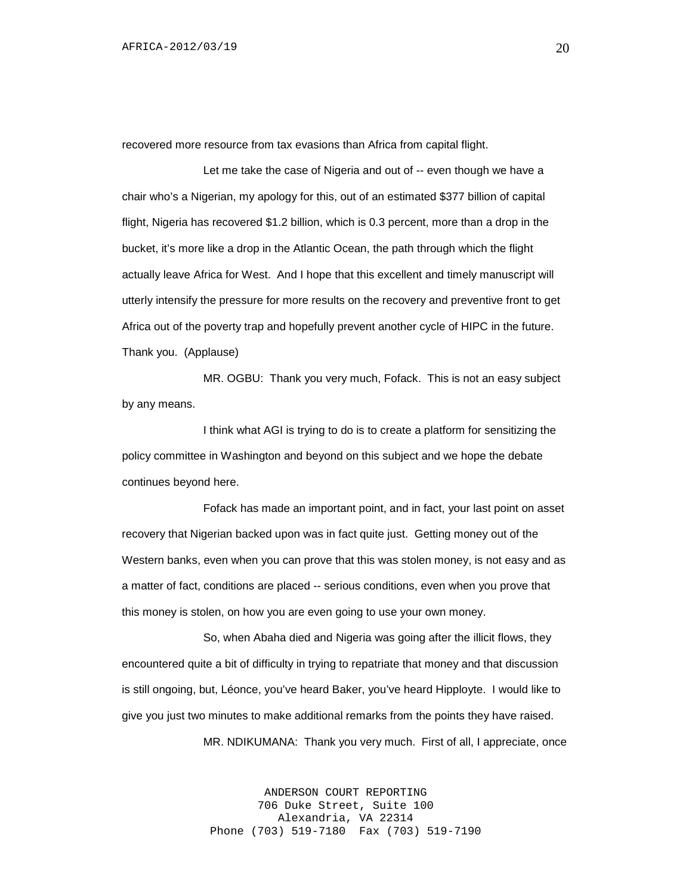recovered more resource from tax evasions than Africa from capital flight.

Let me take the case of Nigeria and out of -- even though we have a chair who's a Nigerian, my apology for this, out of an estimated $377 billion of capital flight, Nigeria has recovered $1.2 billion, which is 0.3 percent, more than a drop in the bucket, it's more like a drop in the Atlantic Ocean, the path through which the flight actually leave Africa for West. And I hope that this excellent and timely manuscript will utterly intensify the pressure for more results on the recovery and preventive front to get Africa out of the poverty trap and hopefully prevent another cycle of HIPC in the future. Thank you. (Applause)

MR. OGBU: Thank you very much, Fofack. This is not an easy subject by any means.

I think what AGI is trying to do is to create a platform for sensitizing the policy committee in Washington and beyond on this subject and we hope the debate continues beyond here.

Fofack has made an important point, and in fact, your last point on asset recovery that Nigerian backed upon was in fact quite just. Getting money out of the Western banks, even when you can prove that this was stolen money, is not easy and as a matter of fact, conditions are placed -- serious conditions, even when you prove that this money is stolen, on how you are even going to use your own money.

So, when Abaha died and Nigeria was going after the illicit flows, they encountered quite a bit of difficulty in trying to repatriate that money and that discussion is still ongoing, but, Léonce, you've heard Baker, you've heard Hipployte. I would like to give you just two minutes to make additional remarks from the points they have raised.

MR. NDIKUMANA: Thank you very much. First of all, I appreciate, once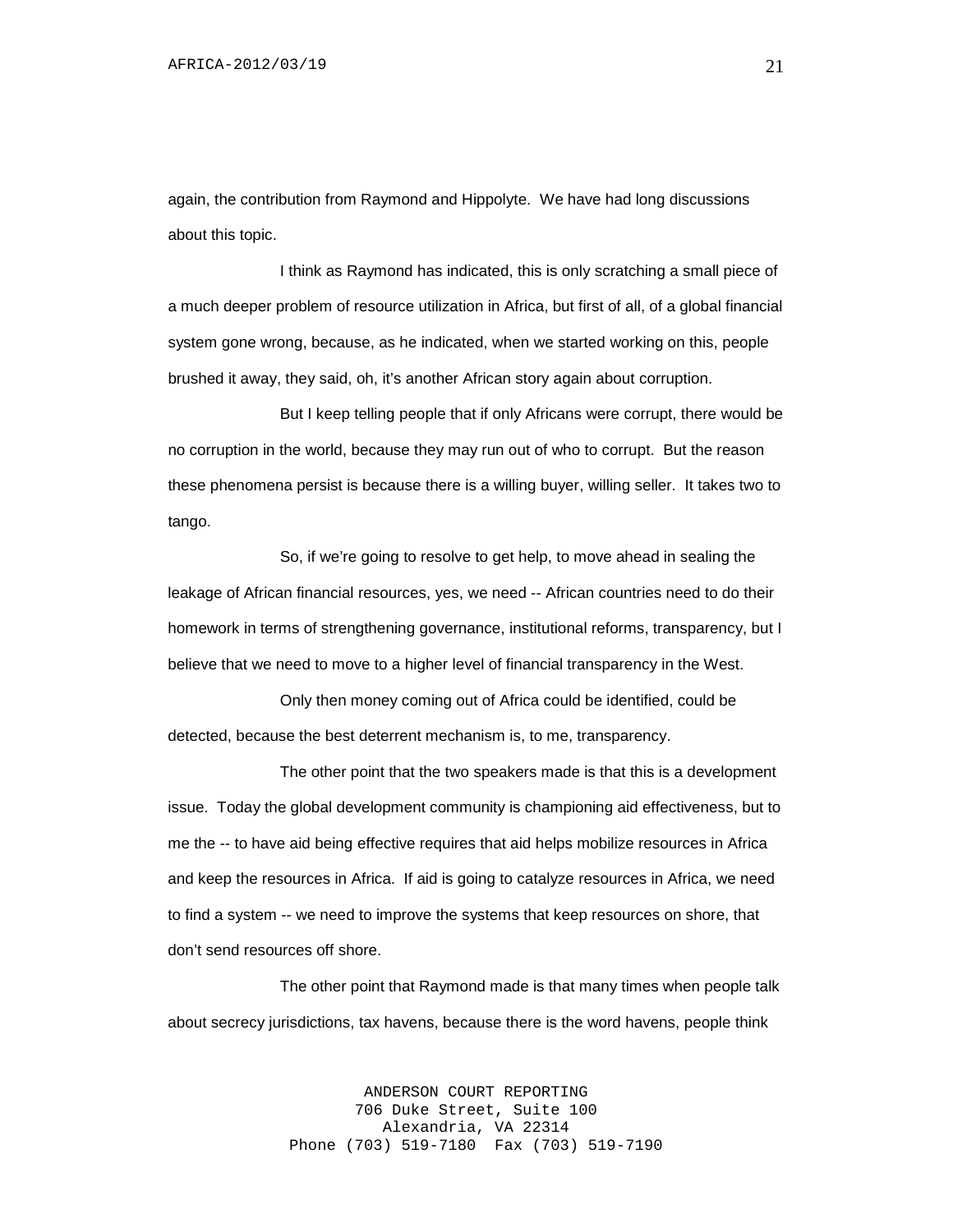again, the contribution from Raymond and Hippolyte. We have had long discussions about this topic.

I think as Raymond has indicated, this is only scratching a small piece of a much deeper problem of resource utilization in Africa, but first of all, of a global financial system gone wrong, because, as he indicated, when we started working on this, people brushed it away, they said, oh, it's another African story again about corruption.

But I keep telling people that if only Africans were corrupt, there would be no corruption in the world, because they may run out of who to corrupt. But the reason these phenomena persist is because there is a willing buyer, willing seller. It takes two to tango.

So, if we're going to resolve to get help, to move ahead in sealing the leakage of African financial resources, yes, we need -- African countries need to do their homework in terms of strengthening governance, institutional reforms, transparency, but I believe that we need to move to a higher level of financial transparency in the West.

Only then money coming out of Africa could be identified, could be detected, because the best deterrent mechanism is, to me, transparency.

The other point that the two speakers made is that this is a development issue. Today the global development community is championing aid effectiveness, but to me the -- to have aid being effective requires that aid helps mobilize resources in Africa and keep the resources in Africa. If aid is going to catalyze resources in Africa, we need to find a system -- we need to improve the systems that keep resources on shore, that don't send resources off shore.

The other point that Raymond made is that many times when people talk about secrecy jurisdictions, tax havens, because there is the word havens, people think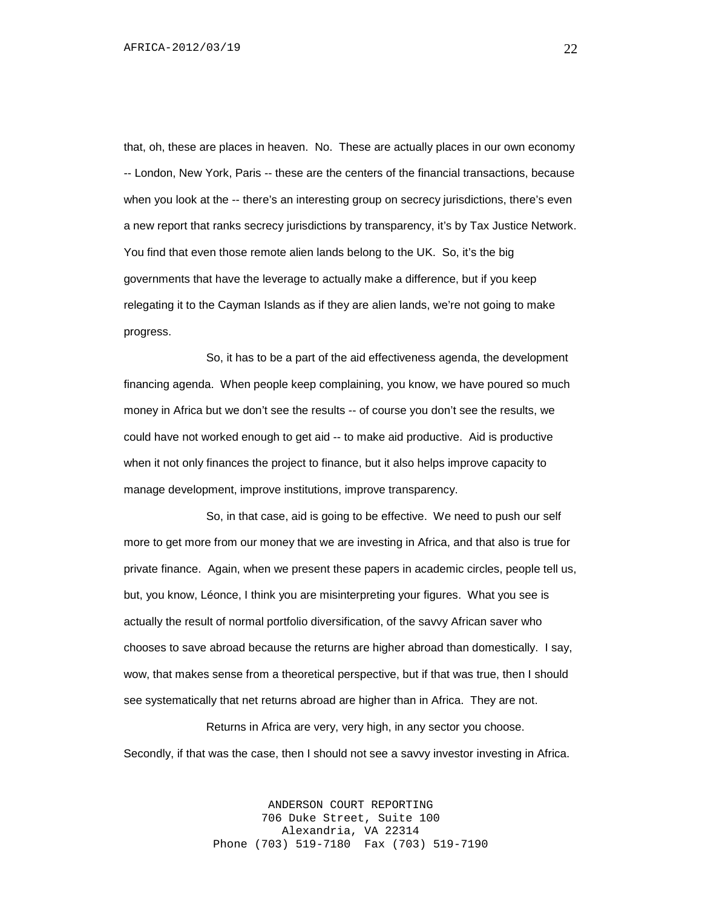that, oh, these are places in heaven. No. These are actually places in our own economy -- London, New York, Paris -- these are the centers of the financial transactions, because when you look at the -- there's an interesting group on secrecy jurisdictions, there's even a new report that ranks secrecy jurisdictions by transparency, it's by Tax Justice Network. You find that even those remote alien lands belong to the UK. So, it's the big governments that have the leverage to actually make a difference, but if you keep relegating it to the Cayman Islands as if they are alien lands, we're not going to make progress.

So, it has to be a part of the aid effectiveness agenda, the development financing agenda. When people keep complaining, you know, we have poured so much money in Africa but we don't see the results -- of course you don't see the results, we could have not worked enough to get aid -- to make aid productive. Aid is productive when it not only finances the project to finance, but it also helps improve capacity to manage development, improve institutions, improve transparency.

So, in that case, aid is going to be effective. We need to push our self more to get more from our money that we are investing in Africa, and that also is true for private finance. Again, when we present these papers in academic circles, people tell us, but, you know, Léonce, I think you are misinterpreting your figures. What you see is actually the result of normal portfolio diversification, of the savvy African saver who chooses to save abroad because the returns are higher abroad than domestically. I say, wow, that makes sense from a theoretical perspective, but if that was true, then I should see systematically that net returns abroad are higher than in Africa. They are not.

Returns in Africa are very, very high, in any sector you choose. Secondly, if that was the case, then I should not see a savvy investor investing in Africa.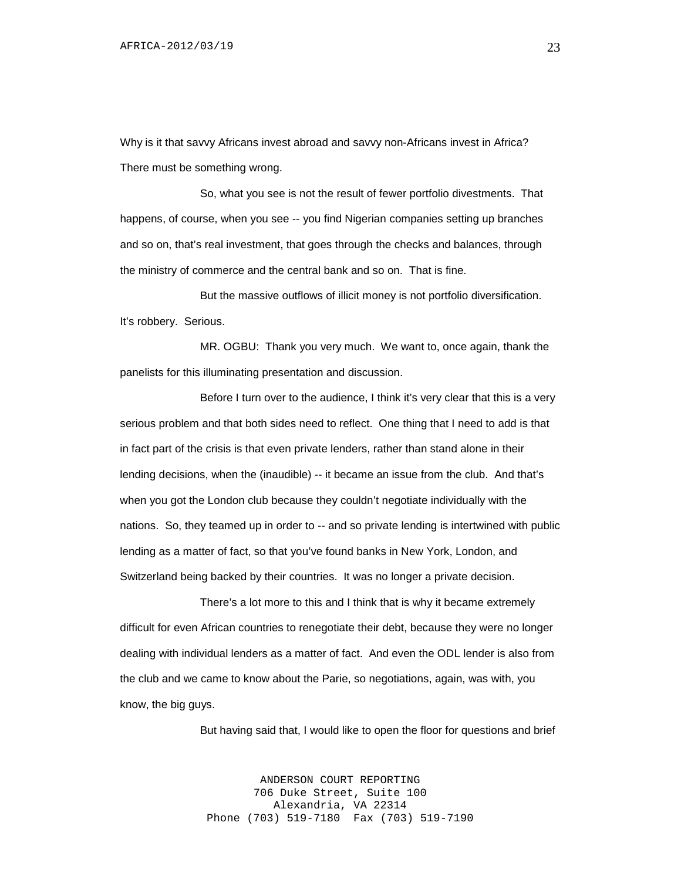Why is it that savvy Africans invest abroad and savvy non-Africans invest in Africa? There must be something wrong.

So, what you see is not the result of fewer portfolio divestments. That happens, of course, when you see -- you find Nigerian companies setting up branches and so on, that's real investment, that goes through the checks and balances, through the ministry of commerce and the central bank and so on. That is fine.

But the massive outflows of illicit money is not portfolio diversification. It's robbery. Serious.

MR. OGBU: Thank you very much. We want to, once again, thank the panelists for this illuminating presentation and discussion.

Before I turn over to the audience, I think it's very clear that this is a very serious problem and that both sides need to reflect. One thing that I need to add is that in fact part of the crisis is that even private lenders, rather than stand alone in their lending decisions, when the (inaudible) -- it became an issue from the club. And that's when you got the London club because they couldn't negotiate individually with the nations. So, they teamed up in order to -- and so private lending is intertwined with public lending as a matter of fact, so that you've found banks in New York, London, and Switzerland being backed by their countries. It was no longer a private decision.

There's a lot more to this and I think that is why it became extremely difficult for even African countries to renegotiate their debt, because they were no longer dealing with individual lenders as a matter of fact. And even the ODL lender is also from the club and we came to know about the Parie, so negotiations, again, was with, you know, the big guys.

But having said that, I would like to open the floor for questions and brief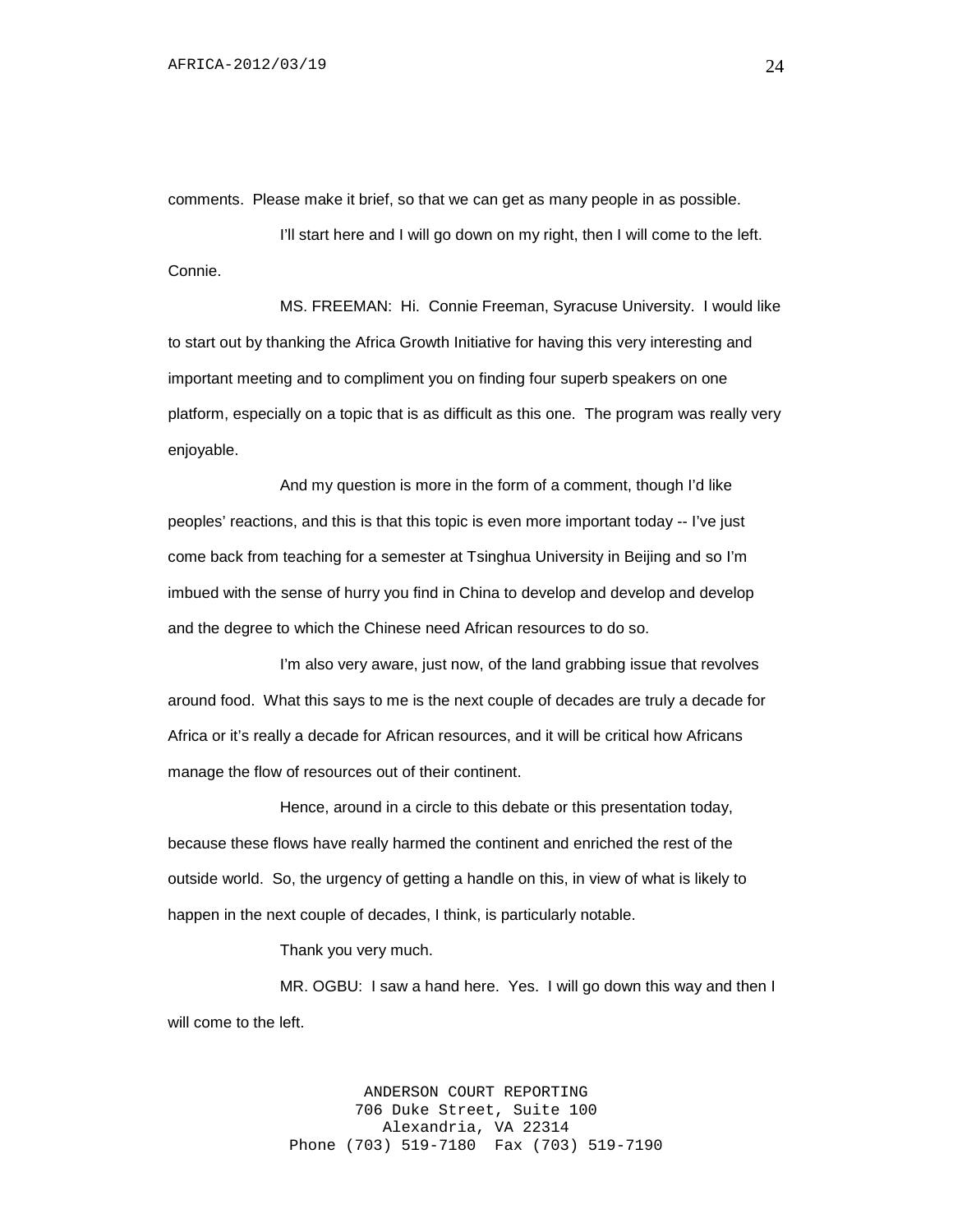comments. Please make it brief, so that we can get as many people in as possible.

I'll start here and I will go down on my right, then I will come to the left. Connie.

MS. FREEMAN: Hi. Connie Freeman, Syracuse University. I would like to start out by thanking the Africa Growth Initiative for having this very interesting and important meeting and to compliment you on finding four superb speakers on one platform, especially on a topic that is as difficult as this one. The program was really very enjoyable.

And my question is more in the form of a comment, though I'd like peoples' reactions, and this is that this topic is even more important today -- I've just come back from teaching for a semester at Tsinghua University in Beijing and so I'm imbued with the sense of hurry you find in China to develop and develop and develop and the degree to which the Chinese need African resources to do so.

I'm also very aware, just now, of the land grabbing issue that revolves around food. What this says to me is the next couple of decades are truly a decade for Africa or it's really a decade for African resources, and it will be critical how Africans manage the flow of resources out of their continent.

Hence, around in a circle to this debate or this presentation today, because these flows have really harmed the continent and enriched the rest of the outside world. So, the urgency of getting a handle on this, in view of what is likely to happen in the next couple of decades, I think, is particularly notable.

Thank you very much.

MR. OGBU: I saw a hand here. Yes. I will go down this way and then I will come to the left.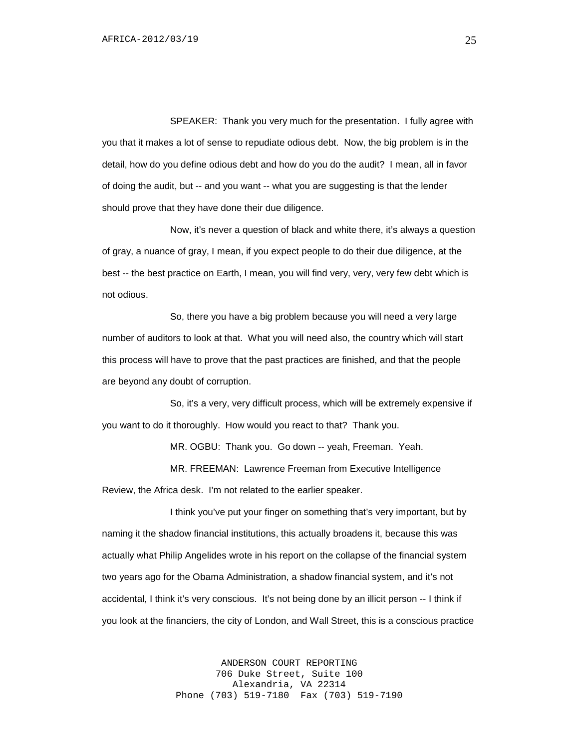SPEAKER: Thank you very much for the presentation. I fully agree with you that it makes a lot of sense to repudiate odious debt. Now, the big problem is in the detail, how do you define odious debt and how do you do the audit? I mean, all in favor of doing the audit, but -- and you want -- what you are suggesting is that the lender should prove that they have done their due diligence.

Now, it's never a question of black and white there, it's always a question of gray, a nuance of gray, I mean, if you expect people to do their due diligence, at the best -- the best practice on Earth, I mean, you will find very, very, very few debt which is not odious.

So, there you have a big problem because you will need a very large number of auditors to look at that. What you will need also, the country which will start this process will have to prove that the past practices are finished, and that the people are beyond any doubt of corruption.

So, it's a very, very difficult process, which will be extremely expensive if you want to do it thoroughly. How would you react to that? Thank you.

MR. OGBU: Thank you. Go down -- yeah, Freeman. Yeah.

MR. FREEMAN: Lawrence Freeman from Executive Intelligence Review, the Africa desk. I'm not related to the earlier speaker.

I think you've put your finger on something that's very important, but by naming it the shadow financial institutions, this actually broadens it, because this was actually what Philip Angelides wrote in his report on the collapse of the financial system two years ago for the Obama Administration, a shadow financial system, and it's not accidental, I think it's very conscious. It's not being done by an illicit person -- I think if you look at the financiers, the city of London, and Wall Street, this is a conscious practice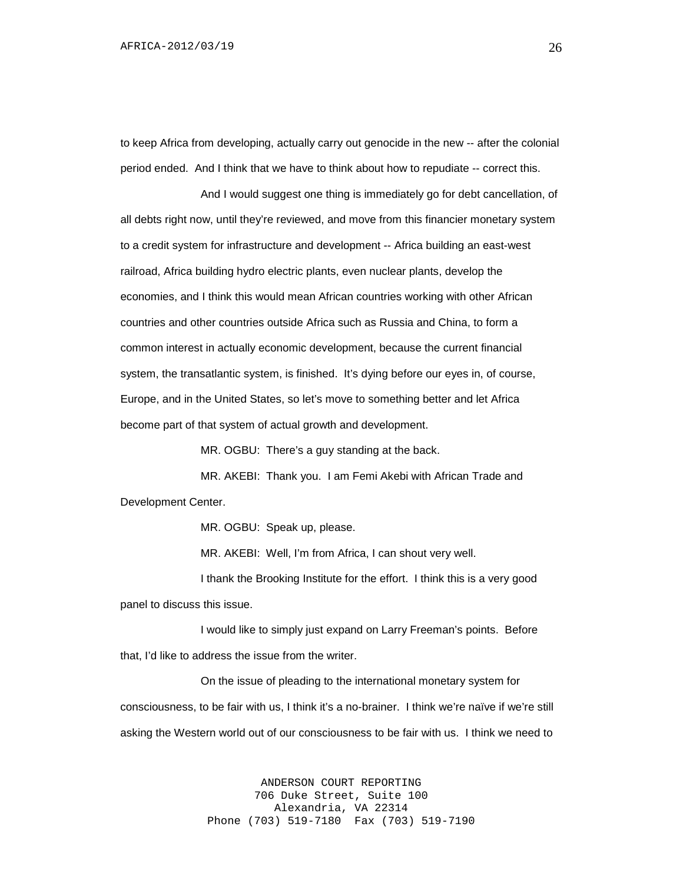to keep Africa from developing, actually carry out genocide in the new -- after the colonial period ended. And I think that we have to think about how to repudiate -- correct this.

And I would suggest one thing is immediately go for debt cancellation, of all debts right now, until they're reviewed, and move from this financier monetary system to a credit system for infrastructure and development -- Africa building an east-west railroad, Africa building hydro electric plants, even nuclear plants, develop the economies, and I think this would mean African countries working with other African countries and other countries outside Africa such as Russia and China, to form a common interest in actually economic development, because the current financial system, the transatlantic system, is finished. It's dying before our eyes in, of course, Europe, and in the United States, so let's move to something better and let Africa become part of that system of actual growth and development.

MR. OGBU: There's a guy standing at the back.

MR. AKEBI: Thank you. I am Femi Akebi with African Trade and Development Center.

MR. OGBU: Speak up, please.

MR. AKEBI: Well, I'm from Africa, I can shout very well.

I thank the Brooking Institute for the effort. I think this is a very good panel to discuss this issue.

I would like to simply just expand on Larry Freeman's points. Before that, I'd like to address the issue from the writer.

On the issue of pleading to the international monetary system for consciousness, to be fair with us, I think it's a no-brainer. I think we're naïve if we're still asking the Western world out of our consciousness to be fair with us. I think we need to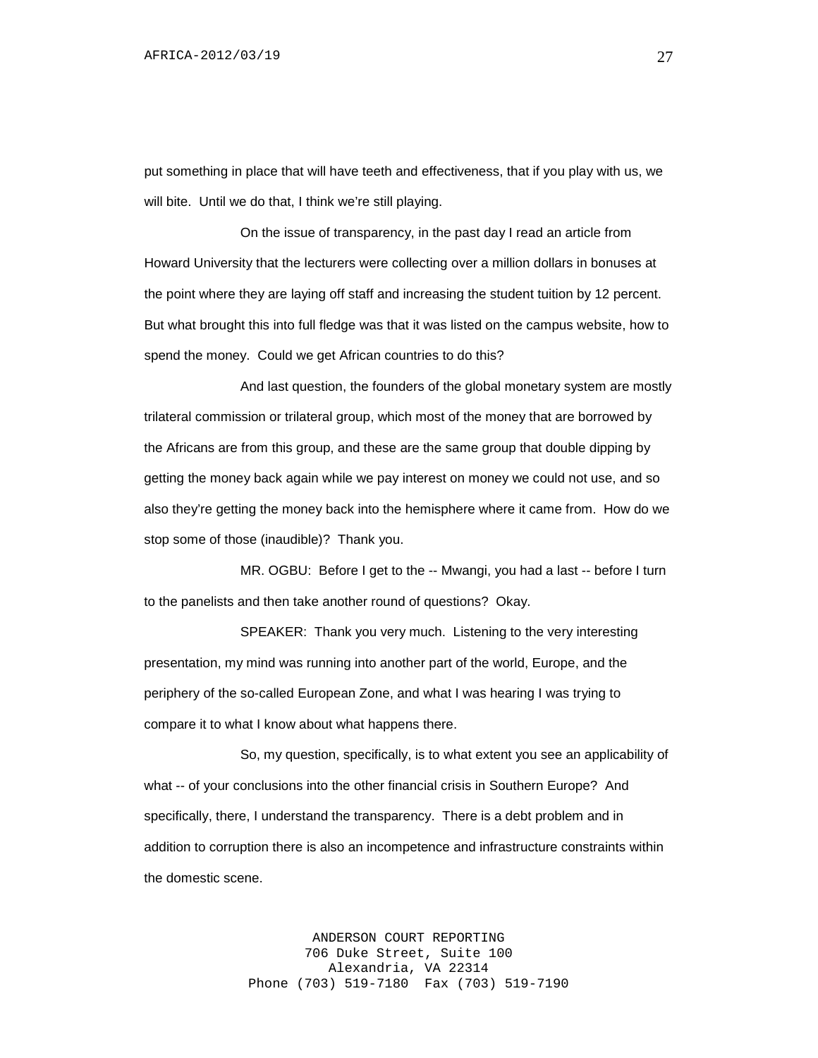put something in place that will have teeth and effectiveness, that if you play with us, we will bite. Until we do that, I think we're still playing.

On the issue of transparency, in the past day I read an article from Howard University that the lecturers were collecting over a million dollars in bonuses at the point where they are laying off staff and increasing the student tuition by 12 percent. But what brought this into full fledge was that it was listed on the campus website, how to spend the money. Could we get African countries to do this?

And last question, the founders of the global monetary system are mostly trilateral commission or trilateral group, which most of the money that are borrowed by the Africans are from this group, and these are the same group that double dipping by getting the money back again while we pay interest on money we could not use, and so also they're getting the money back into the hemisphere where it came from. How do we stop some of those (inaudible)? Thank you.

MR. OGBU: Before I get to the -- Mwangi, you had a last -- before I turn to the panelists and then take another round of questions? Okay.

SPEAKER: Thank you very much. Listening to the very interesting presentation, my mind was running into another part of the world, Europe, and the periphery of the so-called European Zone, and what I was hearing I was trying to compare it to what I know about what happens there.

So, my question, specifically, is to what extent you see an applicability of what -- of your conclusions into the other financial crisis in Southern Europe? And specifically, there, I understand the transparency. There is a debt problem and in addition to corruption there is also an incompetence and infrastructure constraints within the domestic scene.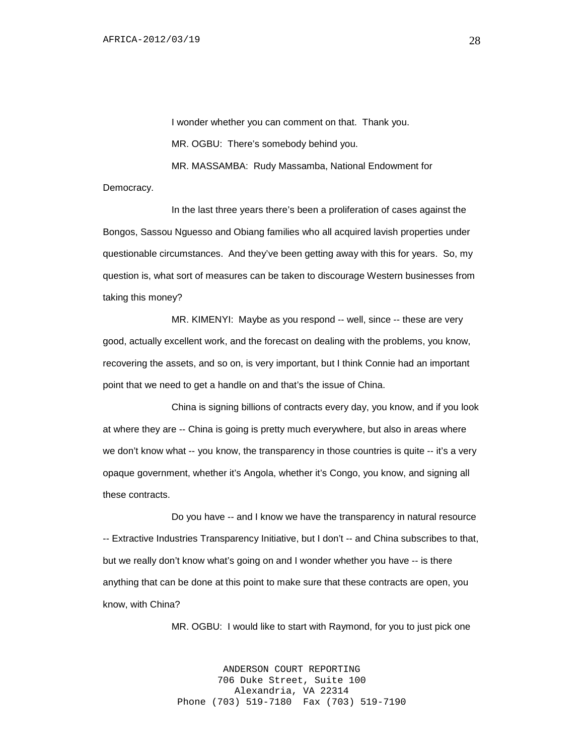I wonder whether you can comment on that. Thank you.

MR. OGBU: There's somebody behind you.

MR. MASSAMBA: Rudy Massamba, National Endowment for Democracy.

In the last three years there's been a proliferation of cases against the Bongos, Sassou Nguesso and Obiang families who all acquired lavish properties under questionable circumstances. And they've been getting away with this for years. So, my question is, what sort of measures can be taken to discourage Western businesses from taking this money?

MR. KIMENYI: Maybe as you respond -- well, since -- these are very good, actually excellent work, and the forecast on dealing with the problems, you know, recovering the assets, and so on, is very important, but I think Connie had an important point that we need to get a handle on and that's the issue of China.

China is signing billions of contracts every day, you know, and if you look at where they are -- China is going is pretty much everywhere, but also in areas where we don't know what -- you know, the transparency in those countries is quite -- it's a very opaque government, whether it's Angola, whether it's Congo, you know, and signing all these contracts.

Do you have -- and I know we have the transparency in natural resource -- Extractive Industries Transparency Initiative, but I don't -- and China subscribes to that, but we really don't know what's going on and I wonder whether you have -- is there anything that can be done at this point to make sure that these contracts are open, you know, with China?

MR. OGBU: I would like to start with Raymond, for you to just pick one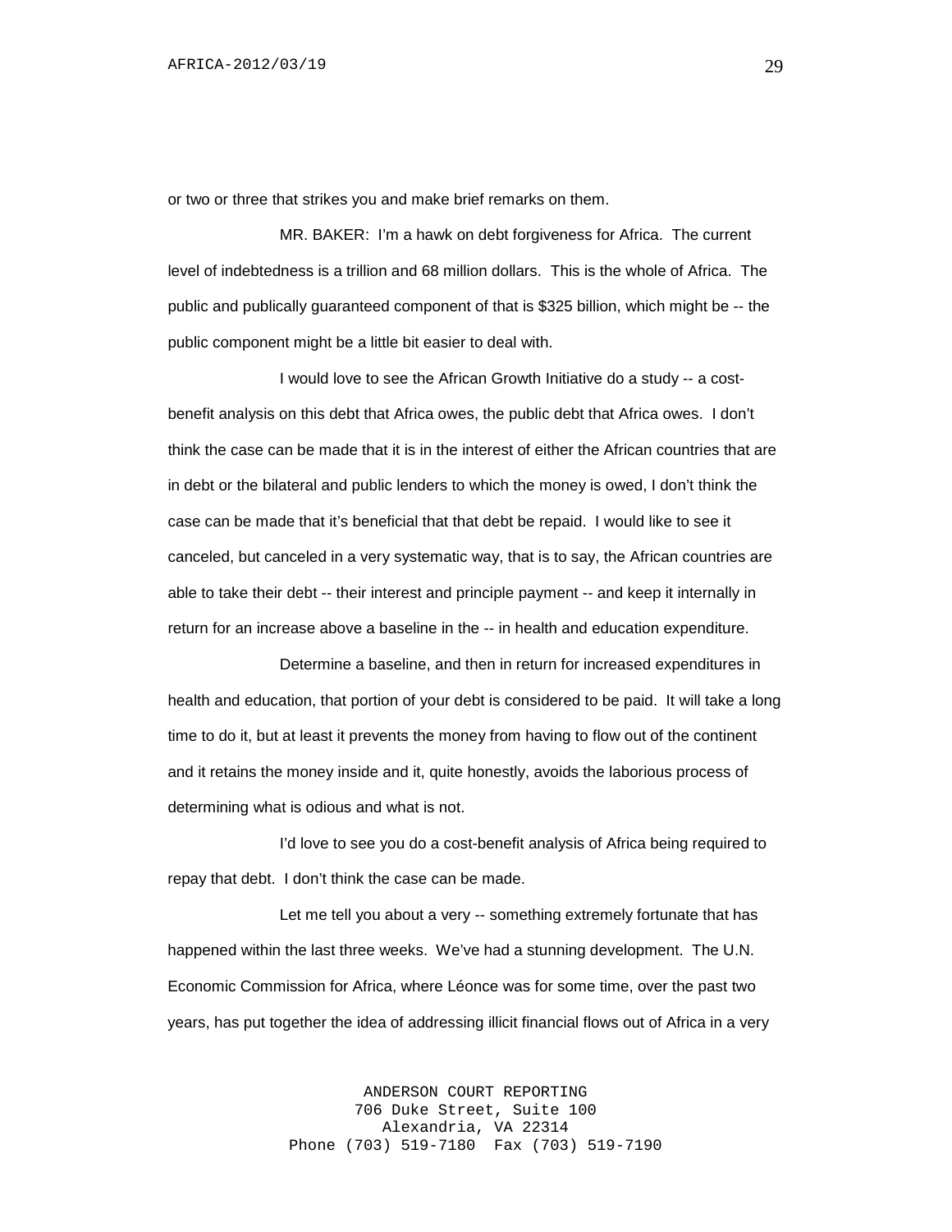or two or three that strikes you and make brief remarks on them.

MR. BAKER: I'm a hawk on debt forgiveness for Africa. The current level of indebtedness is a trillion and 68 million dollars. This is the whole of Africa. The public and publically guaranteed component of that is $325 billion, which might be -- the public component might be a little bit easier to deal with.

I would love to see the African Growth Initiative do a study -- a cost-benefit analysis on this debt that Africa owes, the public debt that Africa owes. I don't think the case can be made that it is in the interest of either the African countries that are in debt or the bilateral and public lenders to which the money is owed, I don't think the case can be made that it's beneficial that that debt be repaid. I would like to see it canceled, but canceled in a very systematic way, that is to say, the African countries are able to take their debt -- their interest and principle payment -- and keep it internally in return for an increase above a baseline in the -- in health and education expenditure.

Determine a baseline, and then in return for increased expenditures in health and education, that portion of your debt is considered to be paid. It will take a long time to do it, but at least it prevents the money from having to flow out of the continent and it retains the money inside and it, quite honestly, avoids the laborious process of determining what is odious and what is not.

I'd love to see you do a cost-benefit analysis of Africa being required to repay that debt. I don't think the case can be made.

Let me tell you about a very -- something extremely fortunate that has happened within the last three weeks. We've had a stunning development. The U.N. Economic Commission for Africa, where Léonce was for some time, over the past two years, has put together the idea of addressing illicit financial flows out of Africa in a very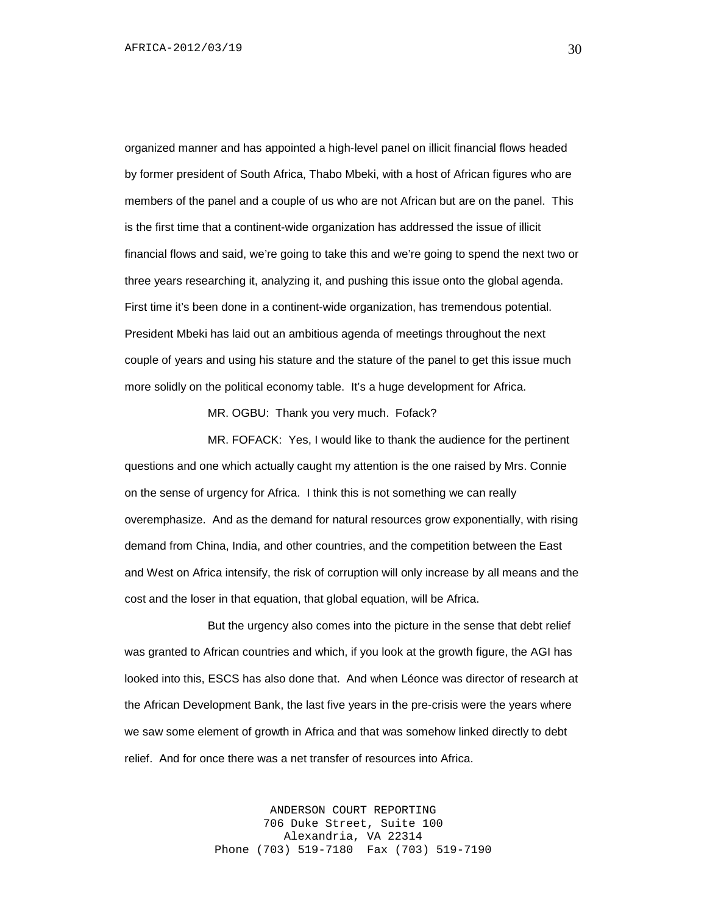organized manner and has appointed a high-level panel on illicit financial flows headed by former president of South Africa, Thabo Mbeki, with a host of African figures who are members of the panel and a couple of us who are not African but are on the panel. This is the first time that a continent-wide organization has addressed the issue of illicit financial flows and said, we're going to take this and we're going to spend the next two or three years researching it, analyzing it, and pushing this issue onto the global agenda. First time it's been done in a continent-wide organization, has tremendous potential. President Mbeki has laid out an ambitious agenda of meetings throughout the next couple of years and using his stature and the stature of the panel to get this issue much more solidly on the political economy table. It's a huge development for Africa.

MR. OGBU: Thank you very much. Fofack?

MR. FOFACK: Yes, I would like to thank the audience for the pertinent questions and one which actually caught my attention is the one raised by Mrs. Connie on the sense of urgency for Africa. I think this is not something we can really overemphasize. And as the demand for natural resources grow exponentially, with rising demand from China, India, and other countries, and the competition between the East and West on Africa intensify, the risk of corruption will only increase by all means and the cost and the loser in that equation, that global equation, will be Africa.

But the urgency also comes into the picture in the sense that debt relief was granted to African countries and which, if you look at the growth figure, the AGI has looked into this, ESCS has also done that. And when Léonce was director of research at the African Development Bank, the last five years in the pre-crisis were the years where we saw some element of growth in Africa and that was somehow linked directly to debt relief. And for once there was a net transfer of resources into Africa.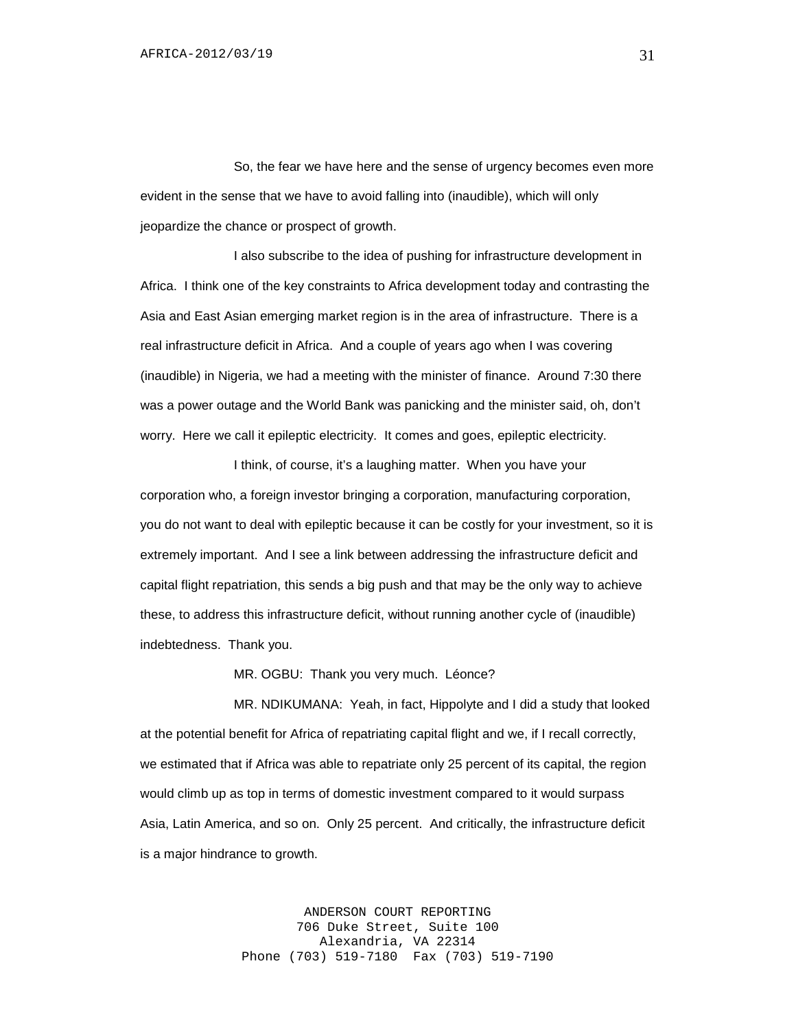So, the fear we have here and the sense of urgency becomes even more evident in the sense that we have to avoid falling into (inaudible), which will only jeopardize the chance or prospect of growth.

I also subscribe to the idea of pushing for infrastructure development in Africa. I think one of the key constraints to Africa development today and contrasting the Asia and East Asian emerging market region is in the area of infrastructure. There is a real infrastructure deficit in Africa. And a couple of years ago when I was covering (inaudible) in Nigeria, we had a meeting with the minister of finance. Around 7:30 there was a power outage and the World Bank was panicking and the minister said, oh, don't worry. Here we call it epileptic electricity. It comes and goes, epileptic electricity.

I think, of course, it's a laughing matter. When you have your corporation who, a foreign investor bringing a corporation, manufacturing corporation, you do not want to deal with epileptic because it can be costly for your investment, so it is extremely important. And I see a link between addressing the infrastructure deficit and capital flight repatriation, this sends a big push and that may be the only way to achieve these, to address this infrastructure deficit, without running another cycle of (inaudible) indebtedness. Thank you.

MR. OGBU: Thank you very much. Léonce?

MR. NDIKUMANA: Yeah, in fact, Hippolyte and I did a study that looked at the potential benefit for Africa of repatriating capital flight and we, if I recall correctly, we estimated that if Africa was able to repatriate only 25 percent of its capital, the region would climb up as top in terms of domestic investment compared to it would surpass Asia, Latin America, and so on. Only 25 percent. And critically, the infrastructure deficit is a major hindrance to growth.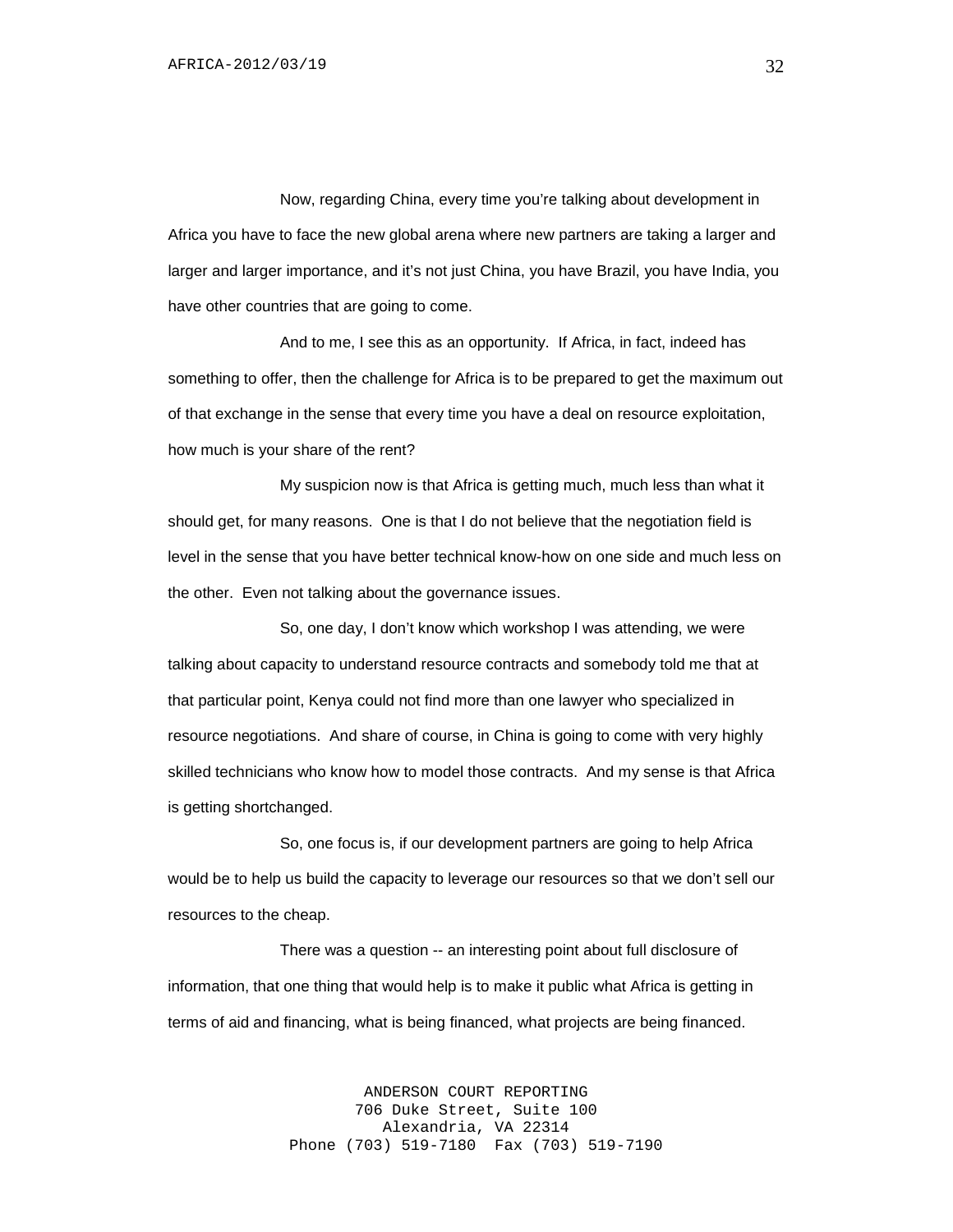Now, regarding China, every time you're talking about development in Africa you have to face the new global arena where new partners are taking a larger and larger and larger importance, and it's not just China, you have Brazil, you have India, you have other countries that are going to come.

And to me, I see this as an opportunity. If Africa, in fact, indeed has something to offer, then the challenge for Africa is to be prepared to get the maximum out of that exchange in the sense that every time you have a deal on resource exploitation, how much is your share of the rent?

My suspicion now is that Africa is getting much, much less than what it should get, for many reasons. One is that I do not believe that the negotiation field is level in the sense that you have better technical know-how on one side and much less on the other. Even not talking about the governance issues.

So, one day, I don't know which workshop I was attending, we were talking about capacity to understand resource contracts and somebody told me that at that particular point, Kenya could not find more than one lawyer who specialized in resource negotiations. And share of course, in China is going to come with very highly skilled technicians who know how to model those contracts. And my sense is that Africa is getting shortchanged.

So, one focus is, if our development partners are going to help Africa would be to help us build the capacity to leverage our resources so that we don't sell our resources to the cheap.

There was a question -- an interesting point about full disclosure of information, that one thing that would help is to make it public what Africa is getting in terms of aid and financing, what is being financed, what projects are being financed.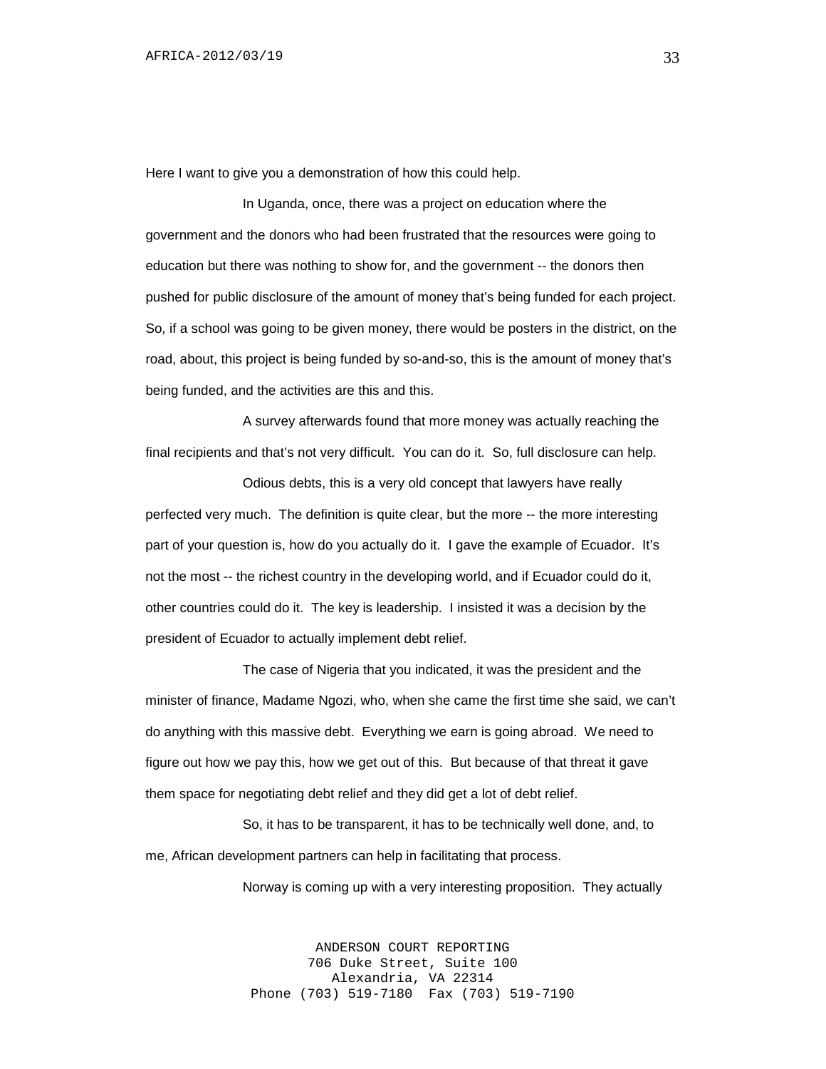Here I want to give you a demonstration of how this could help.

In Uganda, once, there was a project on education where the government and the donors who had been frustrated that the resources were going to education but there was nothing to show for, and the government -- the donors then pushed for public disclosure of the amount of money that's being funded for each project. So, if a school was going to be given money, there would be posters in the district, on the road, about, this project is being funded by so-and-so, this is the amount of money that's being funded, and the activities are this and this.

A survey afterwards found that more money was actually reaching the final recipients and that's not very difficult. You can do it. So, full disclosure can help.

Odious debts, this is a very old concept that lawyers have really perfected very much. The definition is quite clear, but the more -- the more interesting part of your question is, how do you actually do it. I gave the example of Ecuador. It's not the most -- the richest country in the developing world, and if Ecuador could do it, other countries could do it. The key is leadership. I insisted it was a decision by the president of Ecuador to actually implement debt relief.

The case of Nigeria that you indicated, it was the president and the minister of finance, Madame Ngozi, who, when she came the first time she said, we can't do anything with this massive debt. Everything we earn is going abroad. We need to figure out how we pay this, how we get out of this. But because of that threat it gave them space for negotiating debt relief and they did get a lot of debt relief.

So, it has to be transparent, it has to be technically well done, and, to me, African development partners can help in facilitating that process.

Norway is coming up with a very interesting proposition. They actually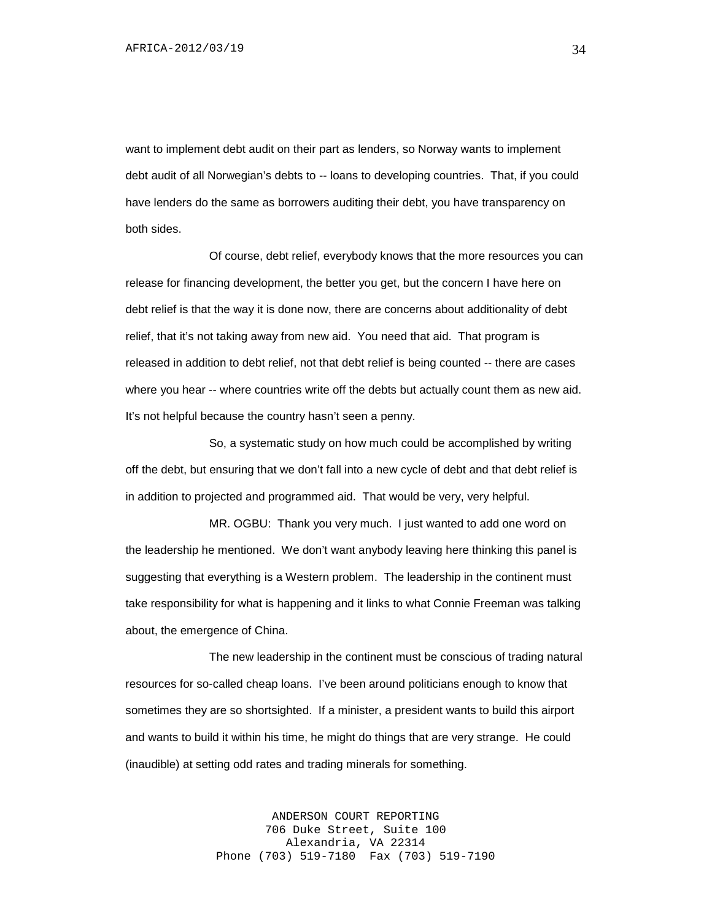want to implement debt audit on their part as lenders, so Norway wants to implement debt audit of all Norwegian's debts to -- loans to developing countries. That, if you could have lenders do the same as borrowers auditing their debt, you have transparency on both sides.

Of course, debt relief, everybody knows that the more resources you can release for financing development, the better you get, but the concern I have here on debt relief is that the way it is done now, there are concerns about additionality of debt relief, that it's not taking away from new aid. You need that aid. That program is released in addition to debt relief, not that debt relief is being counted -- there are cases where you hear -- where countries write off the debts but actually count them as new aid. It's not helpful because the country hasn't seen a penny.

So, a systematic study on how much could be accomplished by writing off the debt, but ensuring that we don't fall into a new cycle of debt and that debt relief is in addition to projected and programmed aid. That would be very, very helpful.

MR. OGBU: Thank you very much. I just wanted to add one word on the leadership he mentioned. We don't want anybody leaving here thinking this panel is suggesting that everything is a Western problem. The leadership in the continent must take responsibility for what is happening and it links to what Connie Freeman was talking about, the emergence of China.

The new leadership in the continent must be conscious of trading natural resources for so-called cheap loans. I've been around politicians enough to know that sometimes they are so shortsighted. If a minister, a president wants to build this airport and wants to build it within his time, he might do things that are very strange. He could (inaudible) at setting odd rates and trading minerals for something.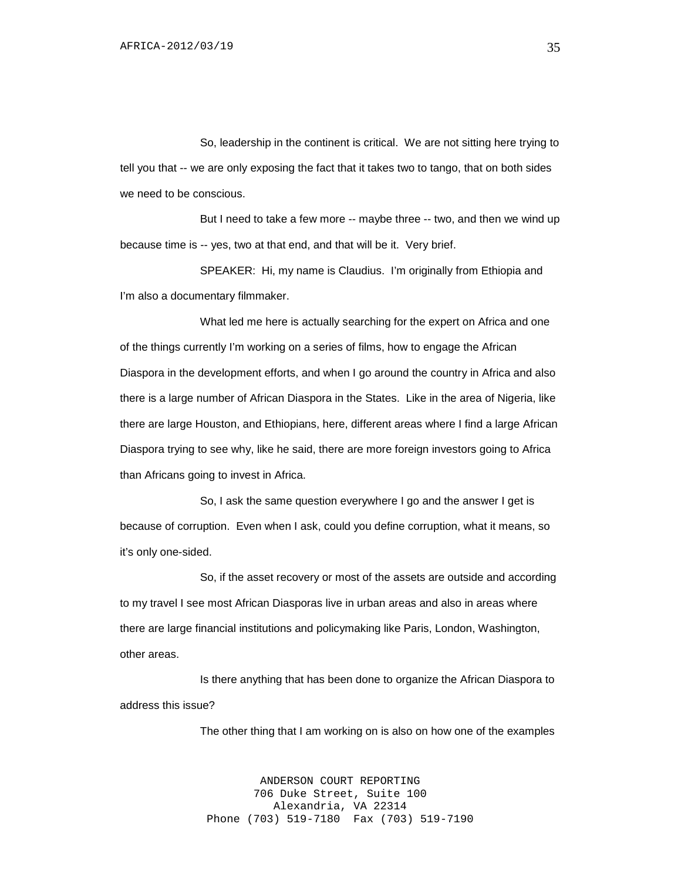So, leadership in the continent is critical. We are not sitting here trying to tell you that -- we are only exposing the fact that it takes two to tango, that on both sides we need to be conscious.

But I need to take a few more -- maybe three -- two, and then we wind up because time is -- yes, two at that end, and that will be it. Very brief.

SPEAKER: Hi, my name is Claudius. I'm originally from Ethiopia and I'm also a documentary filmmaker.

What led me here is actually searching for the expert on Africa and one of the things currently I'm working on a series of films, how to engage the African Diaspora in the development efforts, and when I go around the country in Africa and also there is a large number of African Diaspora in the States. Like in the area of Nigeria, like there are large Houston, and Ethiopians, here, different areas where I find a large African Diaspora trying to see why, like he said, there are more foreign investors going to Africa than Africans going to invest in Africa.

So, I ask the same question everywhere I go and the answer I get is because of corruption. Even when I ask, could you define corruption, what it means, so it's only one-sided.

So, if the asset recovery or most of the assets are outside and according to my travel I see most African Diasporas live in urban areas and also in areas where there are large financial institutions and policymaking like Paris, London, Washington, other areas.

Is there anything that has been done to organize the African Diaspora to address this issue?

The other thing that I am working on is also on how one of the examples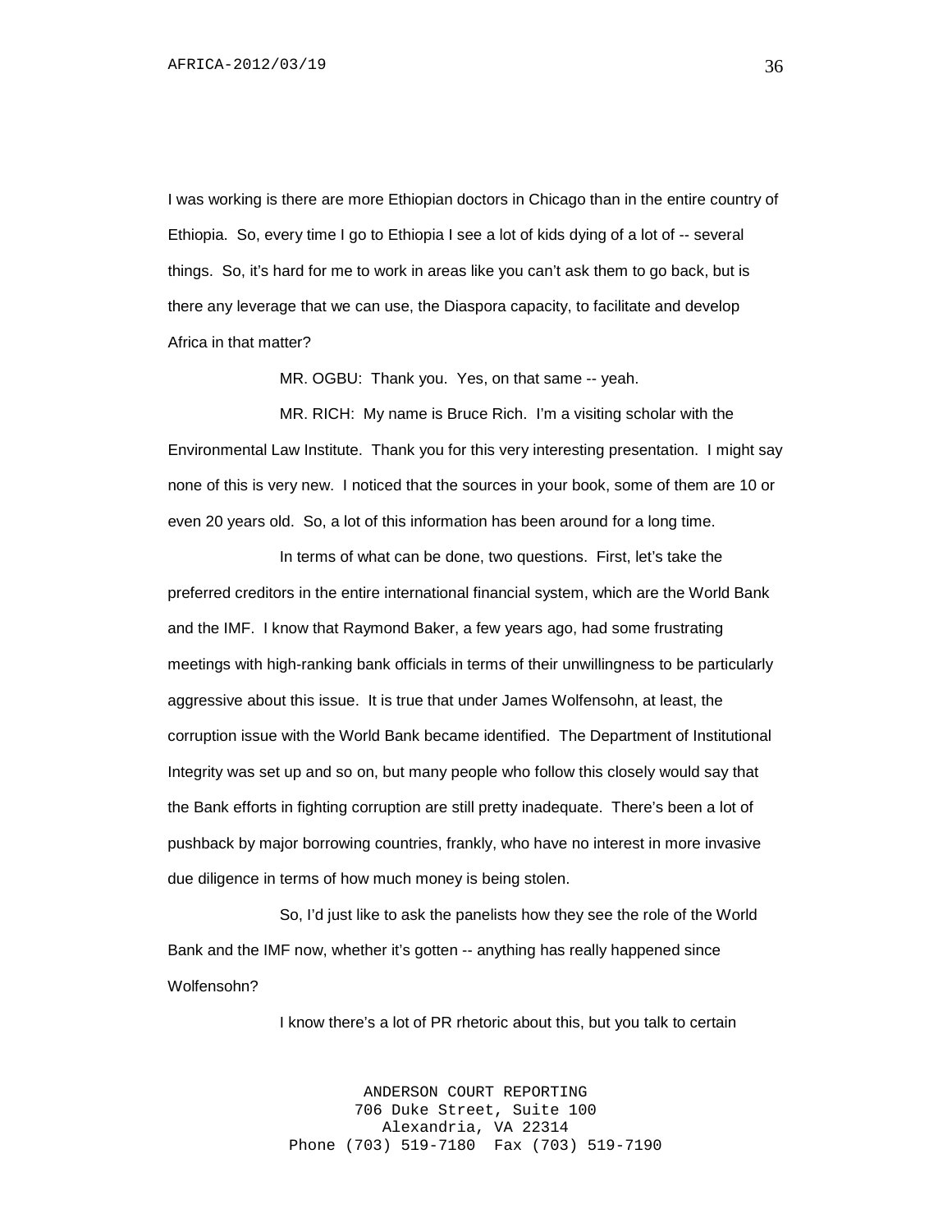I was working is there are more Ethiopian doctors in Chicago than in the entire country of Ethiopia. So, every time I go to Ethiopia I see a lot of kids dying of a lot of -- several things. So, it's hard for me to work in areas like you can't ask them to go back, but is there any leverage that we can use, the Diaspora capacity, to facilitate and develop Africa in that matter?

MR. OGBU: Thank you. Yes, on that same -- yeah.

MR. RICH: My name is Bruce Rich. I'm a visiting scholar with the Environmental Law Institute. Thank you for this very interesting presentation. I might say none of this is very new. I noticed that the sources in your book, some of them are 10 or even 20 years old. So, a lot of this information has been around for a long time.

In terms of what can be done, two questions. First, let's take the preferred creditors in the entire international financial system, which are the World Bank and the IMF. I know that Raymond Baker, a few years ago, had some frustrating meetings with high-ranking bank officials in terms of their unwillingness to be particularly aggressive about this issue. It is true that under James Wolfensohn, at least, the corruption issue with the World Bank became identified. The Department of Institutional Integrity was set up and so on, but many people who follow this closely would say that the Bank efforts in fighting corruption are still pretty inadequate. There's been a lot of pushback by major borrowing countries, frankly, who have no interest in more invasive due diligence in terms of how much money is being stolen.

So, I'd just like to ask the panelists how they see the role of the World Bank and the IMF now, whether it's gotten -- anything has really happened since Wolfensohn?

I know there's a lot of PR rhetoric about this, but you talk to certain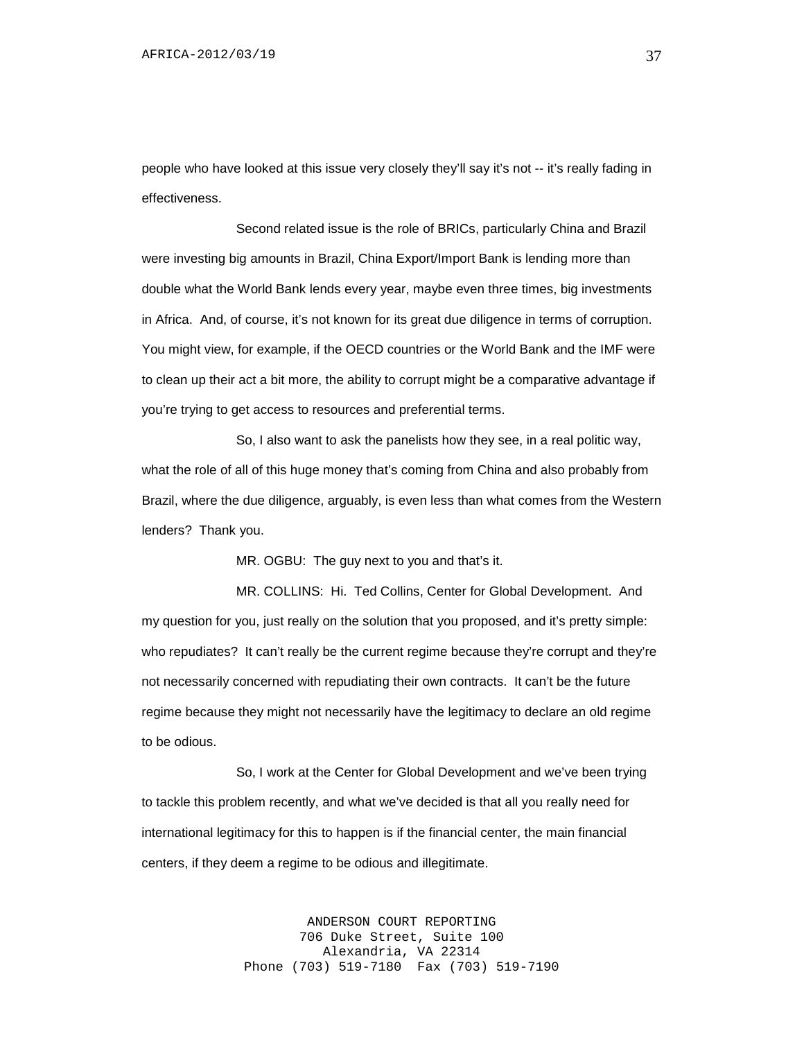people who have looked at this issue very closely they'll say it's not -- it's really fading in effectiveness.

Second related issue is the role of BRICs, particularly China and Brazil were investing big amounts in Brazil, China Export/Import Bank is lending more than double what the World Bank lends every year, maybe even three times, big investments in Africa. And, of course, it's not known for its great due diligence in terms of corruption. You might view, for example, if the OECD countries or the World Bank and the IMF were to clean up their act a bit more, the ability to corrupt might be a comparative advantage if you're trying to get access to resources and preferential terms.

So, I also want to ask the panelists how they see, in a real politic way, what the role of all of this huge money that's coming from China and also probably from Brazil, where the due diligence, arguably, is even less than what comes from the Western lenders? Thank you.

MR. OGBU: The guy next to you and that's it.

MR. COLLINS: Hi. Ted Collins, Center for Global Development. And my question for you, just really on the solution that you proposed, and it's pretty simple: who repudiates? It can't really be the current regime because they're corrupt and they're not necessarily concerned with repudiating their own contracts. It can't be the future regime because they might not necessarily have the legitimacy to declare an old regime to be odious.

So, I work at the Center for Global Development and we've been trying to tackle this problem recently, and what we've decided is that all you really need for international legitimacy for this to happen is if the financial center, the main financial centers, if they deem a regime to be odious and illegitimate.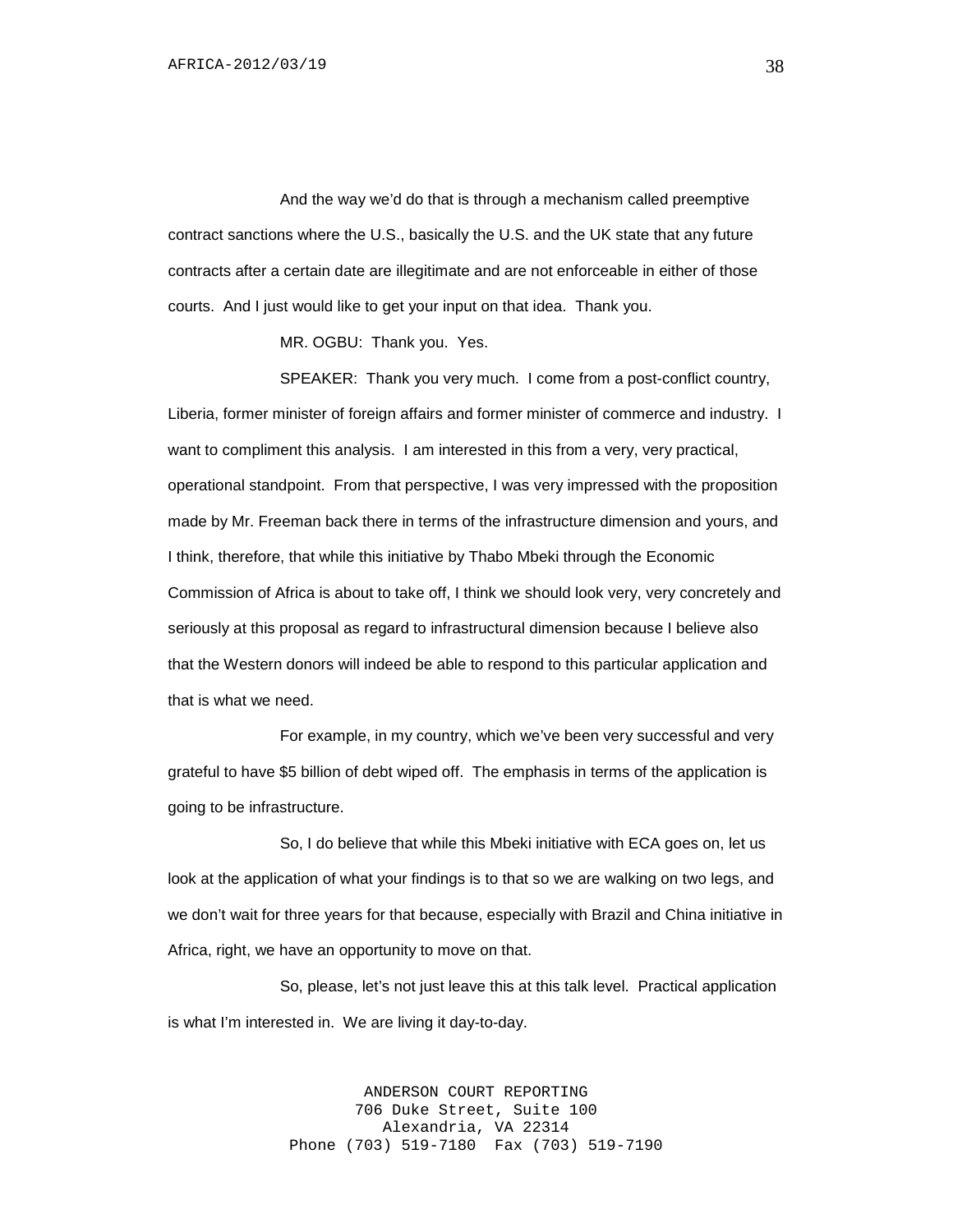And the way we'd do that is through a mechanism called preemptive contract sanctions where the U.S., basically the U.S. and the UK state that any future contracts after a certain date are illegitimate and are not enforceable in either of those courts. And I just would like to get your input on that idea. Thank you.

MR. OGBU: Thank you. Yes.

SPEAKER: Thank you very much. I come from a post-conflict country, Liberia, former minister of foreign affairs and former minister of commerce and industry. I want to compliment this analysis. I am interested in this from a very, very practical, operational standpoint. From that perspective, I was very impressed with the proposition made by Mr. Freeman back there in terms of the infrastructure dimension and yours, and I think, therefore, that while this initiative by Thabo Mbeki through the Economic Commission of Africa is about to take off, I think we should look very, very concretely and seriously at this proposal as regard to infrastructural dimension because I believe also that the Western donors will indeed be able to respond to this particular application and that is what we need.

For example, in my country, which we've been very successful and very grateful to have $5 billion of debt wiped off. The emphasis in terms of the application is going to be infrastructure.

So, I do believe that while this Mbeki initiative with ECA goes on, let us look at the application of what your findings is to that so we are walking on two legs, and we don't wait for three years for that because, especially with Brazil and China initiative in Africa, right, we have an opportunity to move on that.

So, please, let's not just leave this at this talk level. Practical application is what I'm interested in. We are living it day-to-day.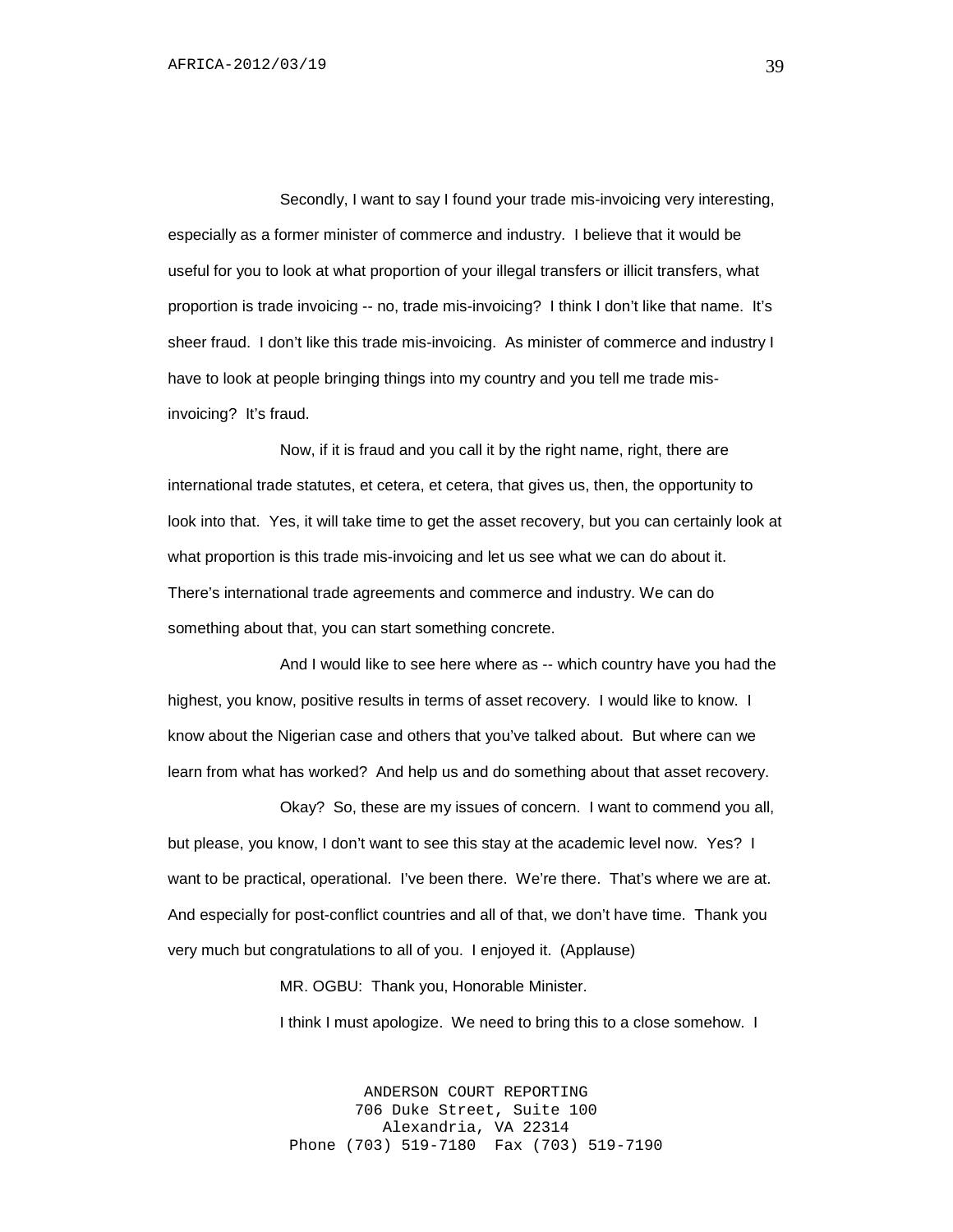Secondly, I want to say I found your trade mis-invoicing very interesting, especially as a former minister of commerce and industry. I believe that it would be useful for you to look at what proportion of your illegal transfers or illicit transfers, what proportion is trade invoicing -- no, trade mis-invoicing? I think I don't like that name. It's sheer fraud. I don't like this trade mis-invoicing. As minister of commerce and industry I have to look at people bringing things into my country and you tell me trade mis-invoicing? It's fraud.

Now, if it is fraud and you call it by the right name, right, there are international trade statutes, et cetera, et cetera, that gives us, then, the opportunity to look into that. Yes, it will take time to get the asset recovery, but you can certainly look at what proportion is this trade mis-invoicing and let us see what we can do about it. There's international trade agreements and commerce and industry. We can do something about that, you can start something concrete.

And I would like to see here where as -- which country have you had the highest, you know, positive results in terms of asset recovery. I would like to know. I know about the Nigerian case and others that you've talked about. But where can we learn from what has worked? And help us and do something about that asset recovery.

Okay? So, these are my issues of concern. I want to commend you all, but please, you know, I don't want to see this stay at the academic level now. Yes? I want to be practical, operational. I've been there. We're there. That's where we are at. And especially for post-conflict countries and all of that, we don't have time. Thank you very much but congratulations to all of you. I enjoyed it. (Applause)

MR. OGBU: Thank you, Honorable Minister.

I think I must apologize. We need to bring this to a close somehow. I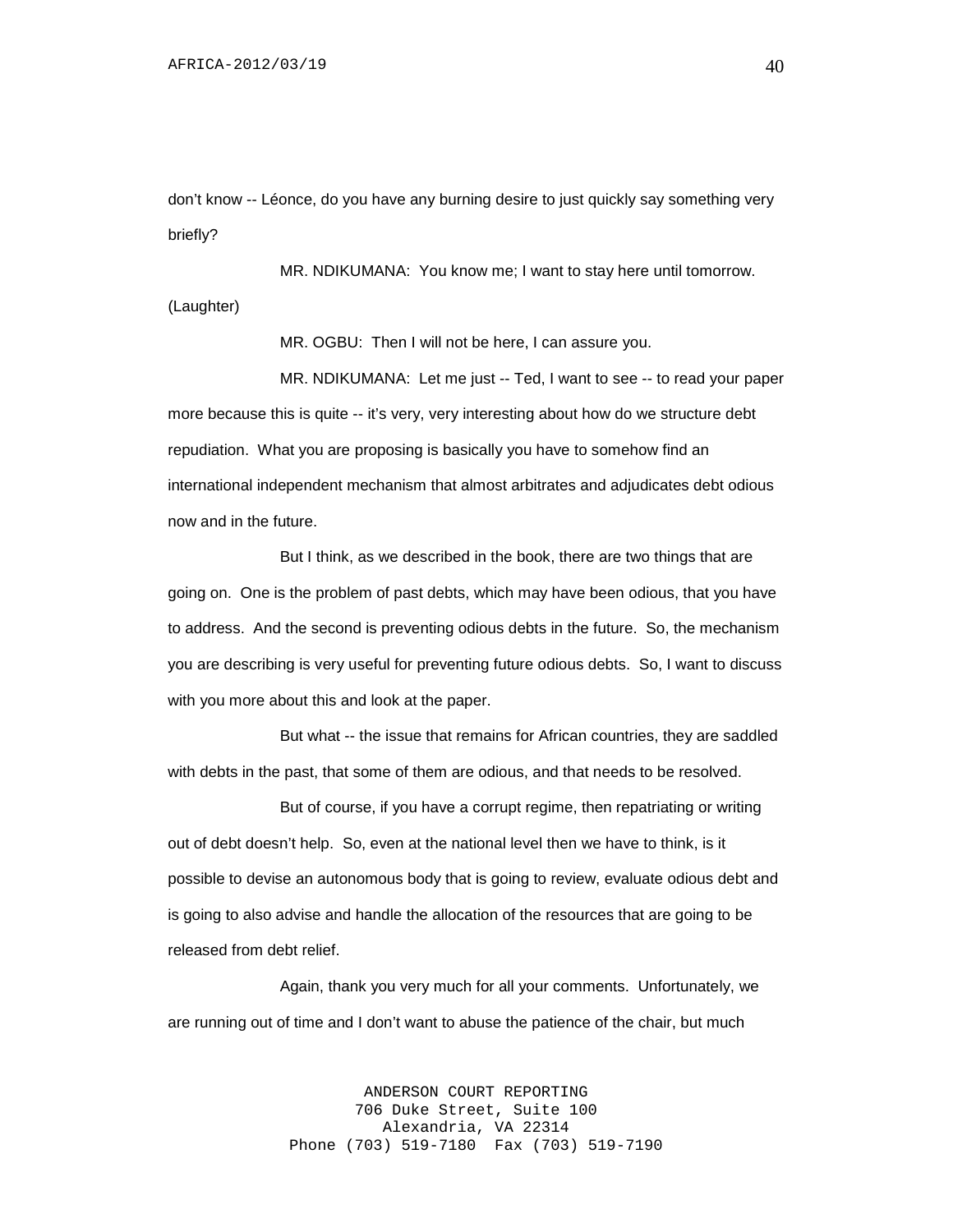don't know -- Léonce, do you have any burning desire to just quickly say something very briefly?

MR. NDIKUMANA: You know me; I want to stay here until tomorrow. (Laughter)

MR. OGBU: Then I will not be here, I can assure you.

MR. NDIKUMANA: Let me just -- Ted, I want to see -- to read your paper more because this is quite -- it's very, very interesting about how do we structure debt repudiation. What you are proposing is basically you have to somehow find an international independent mechanism that almost arbitrates and adjudicates debt odious now and in the future.

But I think, as we described in the book, there are two things that are going on. One is the problem of past debts, which may have been odious, that you have to address. And the second is preventing odious debts in the future. So, the mechanism you are describing is very useful for preventing future odious debts. So, I want to discuss with you more about this and look at the paper.

But what -- the issue that remains for African countries, they are saddled with debts in the past, that some of them are odious, and that needs to be resolved.

But of course, if you have a corrupt regime, then repatriating or writing out of debt doesn't help. So, even at the national level then we have to think, is it possible to devise an autonomous body that is going to review, evaluate odious debt and is going to also advise and handle the allocation of the resources that are going to be released from debt relief.

Again, thank you very much for all your comments. Unfortunately, we are running out of time and I don't want to abuse the patience of the chair, but much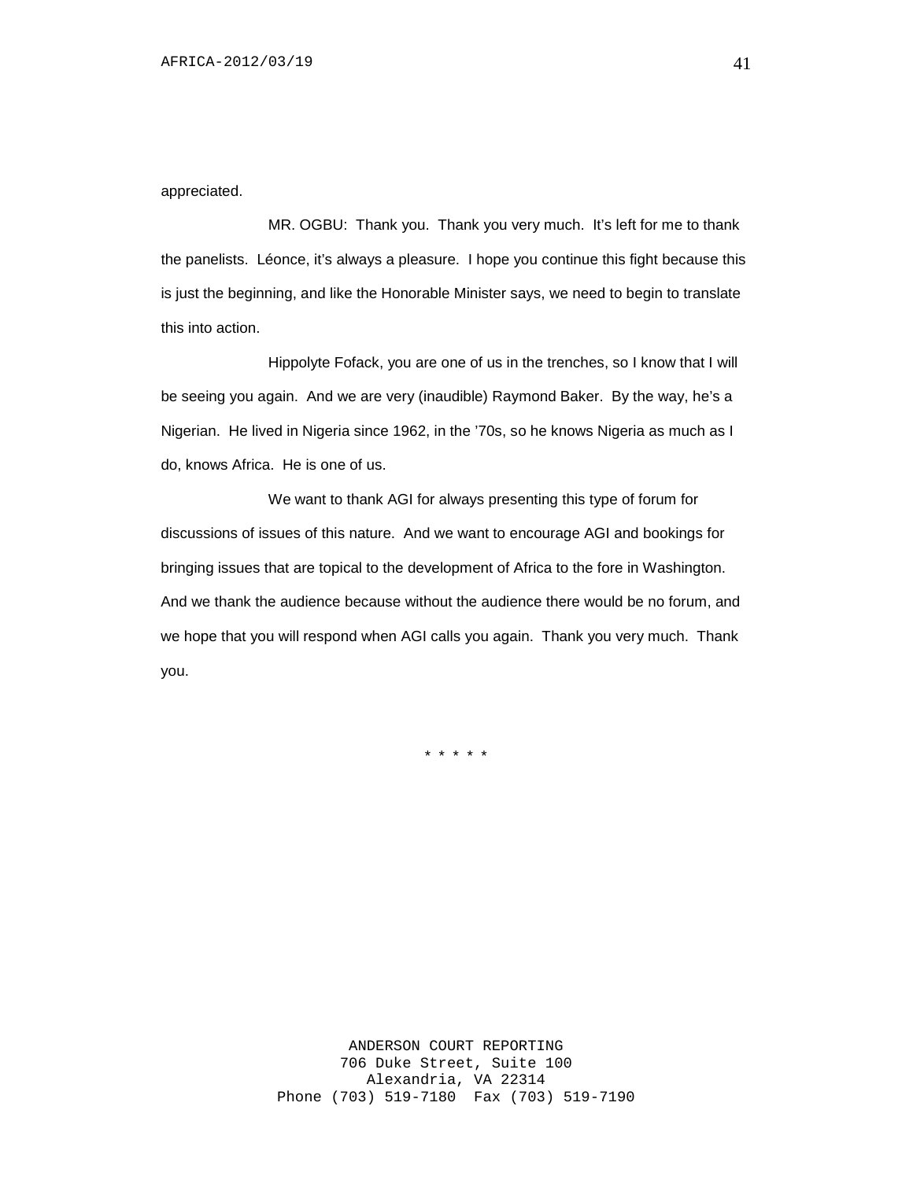appreciated.

MR. OGBU: Thank you. Thank you very much. It's left for me to thank the panelists. Léonce, it's always a pleasure. I hope you continue this fight because this is just the beginning, and like the Honorable Minister says, we need to begin to translate this into action.

Hippolyte Fofack, you are one of us in the trenches, so I know that I will be seeing you again. And we are very (inaudible) Raymond Baker. By the way, he's a Nigerian. He lived in Nigeria since 1962, in the '70s, so he knows Nigeria as much as I do, knows Africa. He is one of us.

We want to thank AGI for always presenting this type of forum for discussions of issues of this nature. And we want to encourage AGI and bookings for bringing issues that are topical to the development of Africa to the fore in Washington. And we thank the audience because without the audience there would be no forum, and we hope that you will respond when AGI calls you again. Thank you very much. Thank you.

\* \* \* \* \*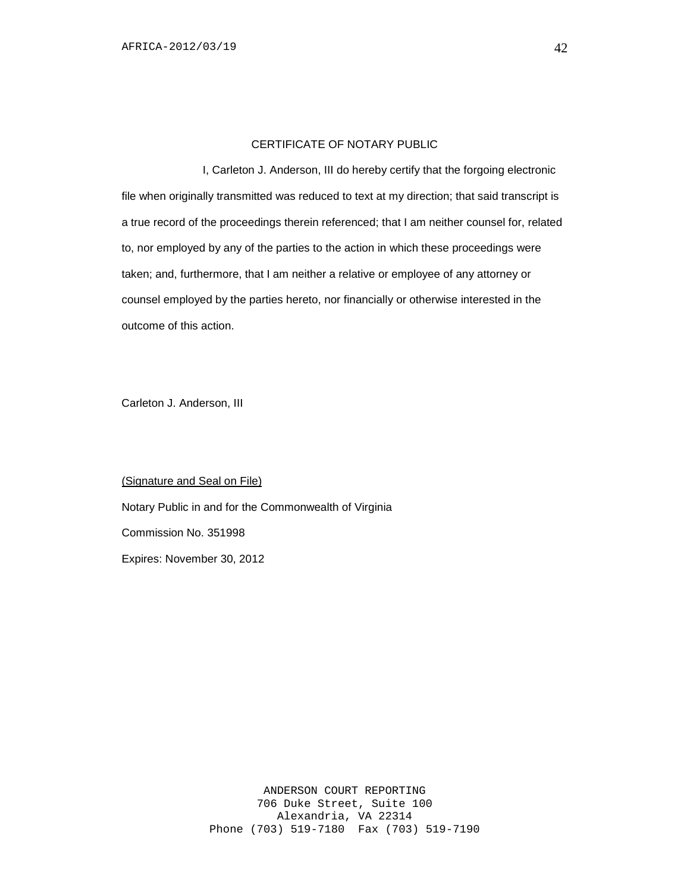## CERTIFICATE OF NOTARY PUBLIC

I, Carleton J. Anderson, III do hereby certify that the forgoing electronic file when originally transmitted was reduced to text at my direction; that said transcript is a true record of the proceedings therein referenced; that I am neither counsel for, related to, nor employed by any of the parties to the action in which these proceedings were taken; and, furthermore, that I am neither a relative or employee of any attorney or counsel employed by the parties hereto, nor financially or otherwise interested in the outcome of this action.

Carleton J. Anderson, III

(Signature and Seal on File)

Notary Public in and for the Commonwealth of Virginia

Commission No. 351998

Expires: November 30, 2012